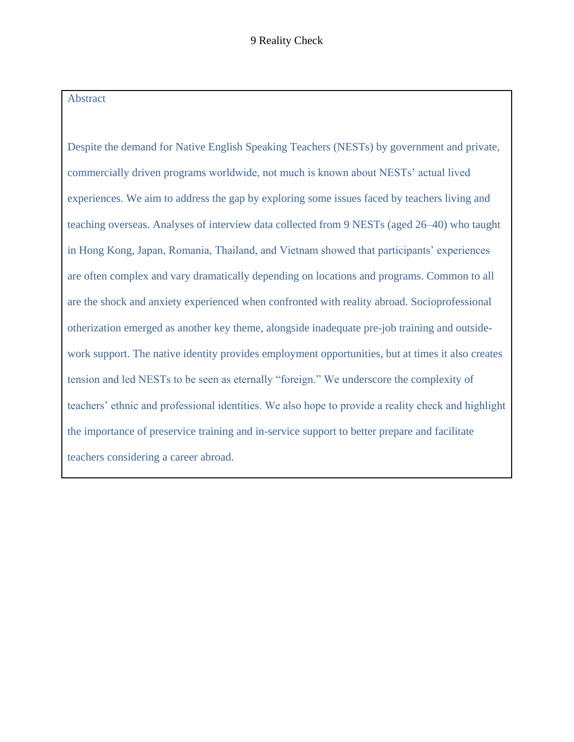## Abstract

Despite the demand for Native English Speaking Teachers (NESTs) by government and private, commercially driven programs worldwide, not much is known about NESTs' actual lived experiences. We aim to address the gap by exploring some issues faced by teachers living and teaching overseas. Analyses of interview data collected from 9 NESTs (aged 26–40) who taught in Hong Kong, Japan, Romania, Thailand, and Vietnam showed that participants' experiences are often complex and vary dramatically depending on locations and programs. Common to all are the shock and anxiety experienced when confronted with reality abroad. Socioprofessional otherization emerged as another key theme, alongside inadequate pre-job training and outside-work support. The native identity provides employment opportunities, but at times it also creates tension and led NESTs to be seen as eternally "foreign." We underscore the complexity of teachers' ethnic and professional identities. We also hope to provide a reality check and highlight the importance of preservice training and in-service support to better prepare and facilitate teachers considering a career abroad.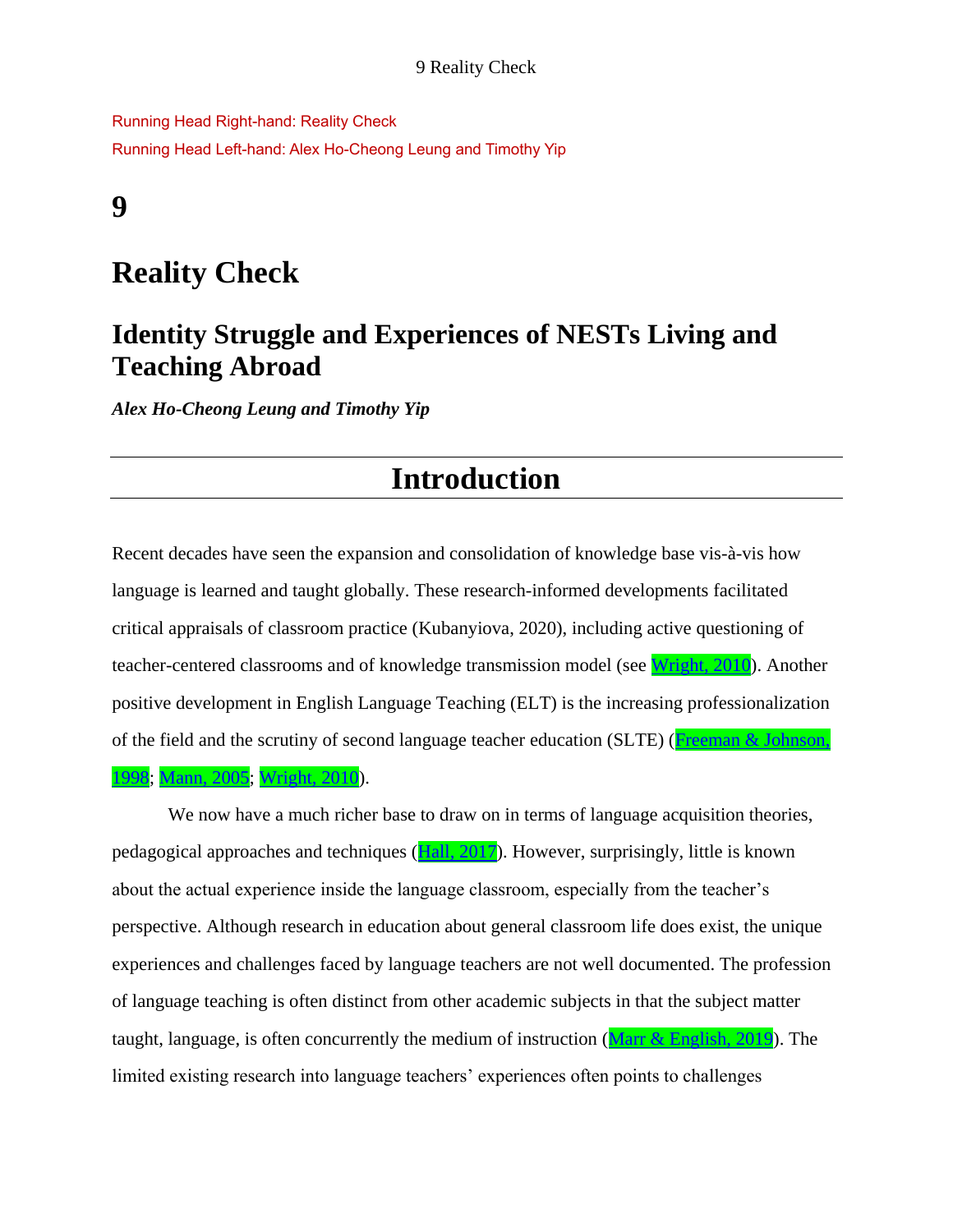Running Head Right-hand: Reality Check

Running Head Left-hand: Alex Ho-Cheong Leung and Timothy Yip

# 9

# Reality Check

## Identity Struggle and Experiences of NESTs Living and Teaching Abroad

***Alex Ho-Cheong Leung and Timothy Yip***

## Introduction

Recent decades have seen the expansion and consolidation of knowledge base vis-à-vis how language is learned and taught globally. These research-informed developments facilitated critical appraisals of classroom practice (Kubanyiova, 2020), including active questioning of teacher-centered classrooms and of knowledge transmission model (see Wright, 2010). Another positive development in English Language Teaching (ELT) is the increasing professionalization of the field and the scrutiny of second language teacher education (SLTE) (Freeman & Johnson, 1998; Mann, 2005; Wright, 2010).

We now have a much richer base to draw on in terms of language acquisition theories, pedagogical approaches and techniques (Hall, 2017). However, surprisingly, little is known about the actual experience inside the language classroom, especially from the teacher's perspective. Although research in education about general classroom life does exist, the unique experiences and challenges faced by language teachers are not well documented. The profession of language teaching is often distinct from other academic subjects in that the subject matter taught, language, is often concurrently the medium of instruction (Marr & English, 2019). The limited existing research into language teachers' experiences often points to challenges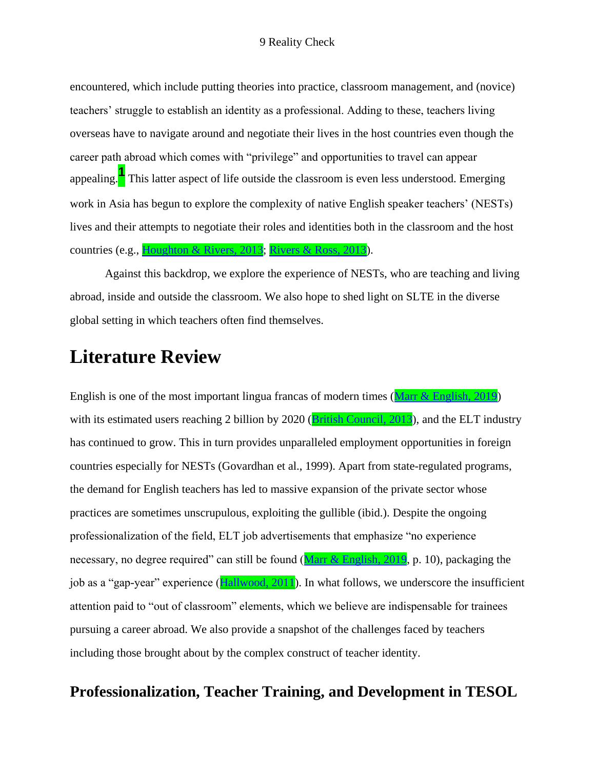encountered, which include putting theories into practice, classroom management, and (novice) teachers' struggle to establish an identity as a professional. Adding to these, teachers living overseas have to navigate around and negotiate their lives in the host countries even though the career path abroad which comes with "privilege" and opportunities to travel can appear appealing.[1] This latter aspect of life outside the classroom is even less understood. Emerging work in Asia has begun to explore the complexity of native English speaker teachers' (NESTs) lives and their attempts to negotiate their roles and identities both in the classroom and the host countries (e.g., Houghton & Rivers, 2013; Rivers & Ross, 2013).

Against this backdrop, we explore the experience of NESTs, who are teaching and living abroad, inside and outside the classroom. We also hope to shed light on SLTE in the diverse global setting in which teachers often find themselves.

# Literature Review

English is one of the most important lingua francas of modern times (Marr & English, 2019) with its estimated users reaching 2 billion by 2020 (British Council, 2013), and the ELT industry has continued to grow. This in turn provides unparalleled employment opportunities in foreign countries especially for NESTs (Govardhan et al., 1999). Apart from state-regulated programs, the demand for English teachers has led to massive expansion of the private sector whose practices are sometimes unscrupulous, exploiting the gullible (ibid.). Despite the ongoing professionalization of the field, ELT job advertisements that emphasize "no experience necessary, no degree required" can still be found (Marr & English, 2019, p. 10), packaging the job as a "gap-year" experience (Hallwood, 2011). In what follows, we underscore the insufficient attention paid to "out of classroom" elements, which we believe are indispensable for trainees pursuing a career abroad. We also provide a snapshot of the challenges faced by teachers including those brought about by the complex construct of teacher identity.

## Professionalization, Teacher Training, and Development in TESOL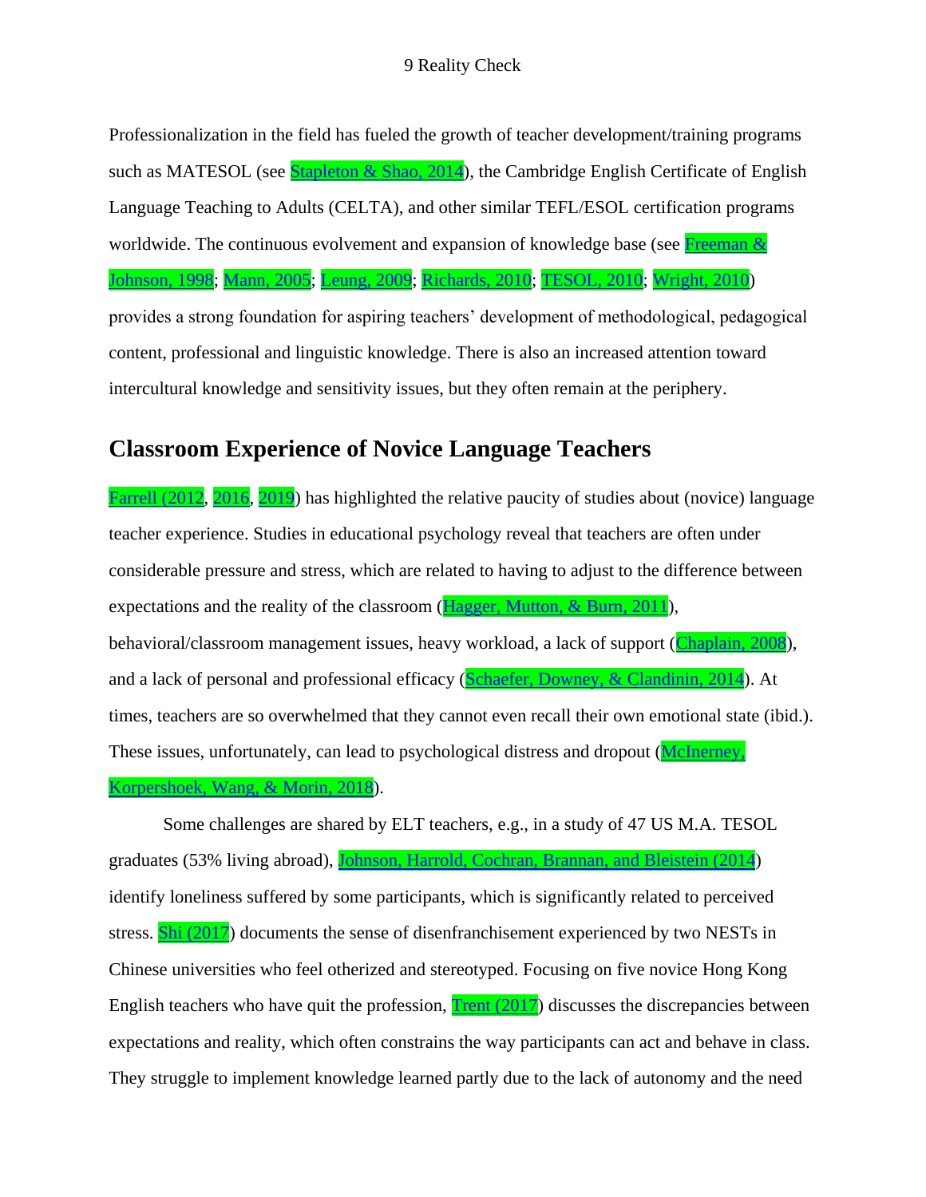Professionalization in the field has fueled the growth of teacher development/training programs such as MATESOL (see Stapleton & Shao, 2014), the Cambridge English Certificate of English Language Teaching to Adults (CELTA), and other similar TEFL/ESOL certification programs worldwide. The continuous evolvement and expansion of knowledge base (see Freeman & Johnson, 1998; Mann, 2005; Leung, 2009; Richards, 2010; TESOL, 2010; Wright, 2010) provides a strong foundation for aspiring teachers' development of methodological, pedagogical content, professional and linguistic knowledge. There is also an increased attention toward intercultural knowledge and sensitivity issues, but they often remain at the periphery.

## Classroom Experience of Novice Language Teachers

Farrell (2012, 2016, 2019) has highlighted the relative paucity of studies about (novice) language teacher experience. Studies in educational psychology reveal that teachers are often under considerable pressure and stress, which are related to having to adjust to the difference between expectations and the reality of the classroom (Hagger, Mutton, & Burn, 2011), behavioral/classroom management issues, heavy workload, a lack of support (Chaplain, 2008), and a lack of personal and professional efficacy (Schaefer, Downey, & Clandinin, 2014). At times, teachers are so overwhelmed that they cannot even recall their own emotional state (ibid.). These issues, unfortunately, can lead to psychological distress and dropout (McInerney, Korpershoek, Wang, & Morin, 2018).

Some challenges are shared by ELT teachers, e.g., in a study of 47 US M.A. TESOL graduates (53% living abroad), Johnson, Harrold, Cochran, Brannan, and Bleistein (2014) identify loneliness suffered by some participants, which is significantly related to perceived stress. Shi (2017) documents the sense of disenfranchisement experienced by two NESTs in Chinese universities who feel otherized and stereotyped. Focusing on five novice Hong Kong English teachers who have quit the profession, Trent (2017) discusses the discrepancies between expectations and reality, which often constrains the way participants can act and behave in class. They struggle to implement knowledge learned partly due to the lack of autonomy and the need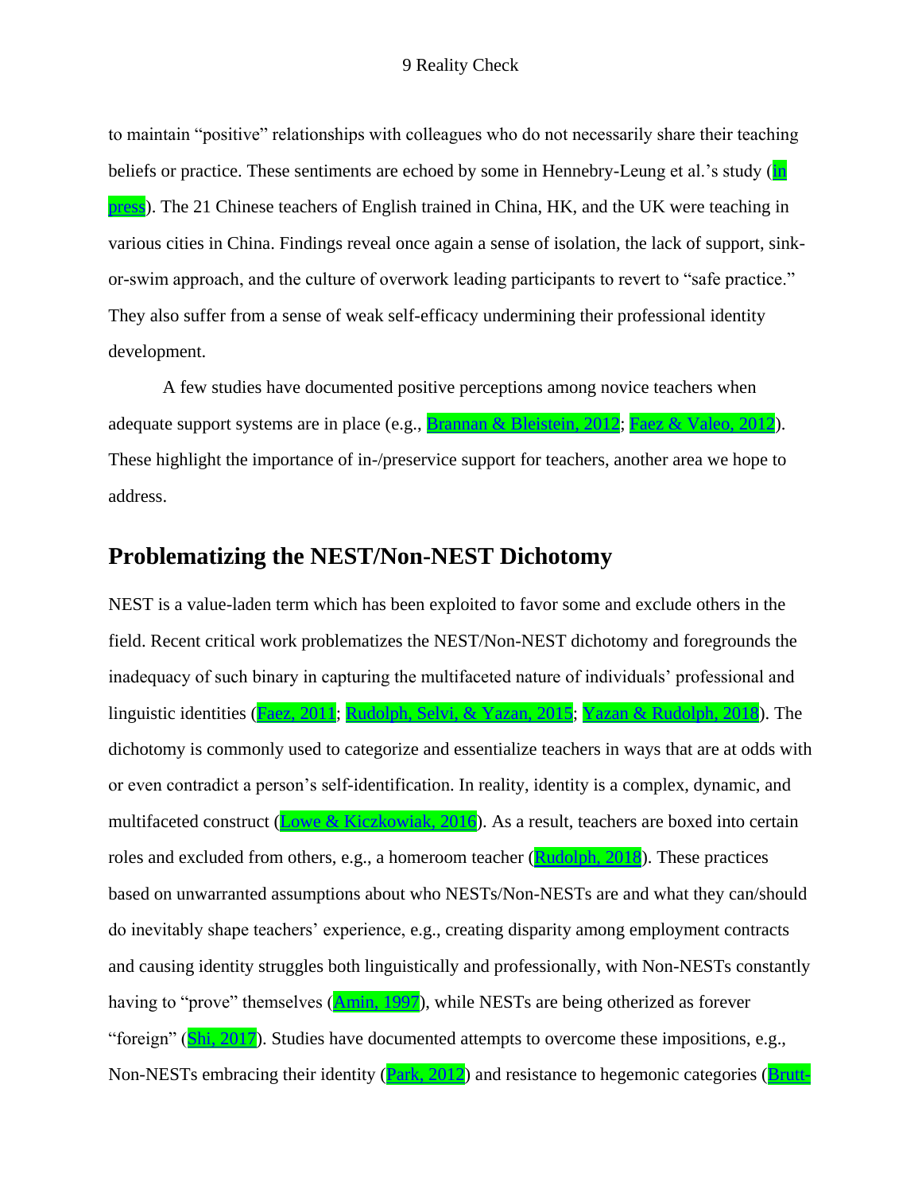to maintain “positive” relationships with colleagues who do not necessarily share their teaching beliefs or practice. These sentiments are echoed by some in Hennebry-Leung et al.’s study (in press). The 21 Chinese teachers of English trained in China, HK, and the UK were teaching in various cities in China. Findings reveal once again a sense of isolation, the lack of support, sink-or-swim approach, and the culture of overwork leading participants to revert to “safe practice.” They also suffer from a sense of weak self-efficacy undermining their professional identity development.

A few studies have documented positive perceptions among novice teachers when adequate support systems are in place (e.g., Brannan & Bleistein, 2012; Faez & Valeo, 2012). These highlight the importance of in-/preservice support for teachers, another area we hope to address.

## Problematizing the NEST/Non-NEST Dichotomy

NEST is a value-laden term which has been exploited to favor some and exclude others in the field. Recent critical work problematizes the NEST/Non-NEST dichotomy and foregrounds the inadequacy of such binary in capturing the multifaceted nature of individuals’ professional and linguistic identities (Faez, 2011; Rudolph, Selvi, & Yazan, 2015; Yazan & Rudolph, 2018). The dichotomy is commonly used to categorize and essentialize teachers in ways that are at odds with or even contradict a person’s self-identification. In reality, identity is a complex, dynamic, and multifaceted construct (Lowe & Kiczkowiak, 2016). As a result, teachers are boxed into certain roles and excluded from others, e.g., a homeroom teacher (Rudolph, 2018). These practices based on unwarranted assumptions about who NESTs/Non-NESTs are and what they can/should do inevitably shape teachers’ experience, e.g., creating disparity among employment contracts and causing identity struggles both linguistically and professionally, with Non-NESTs constantly having to “prove” themselves (Amin, 1997), while NESTs are being otherized as forever “foreign” (Shi, 2017). Studies have documented attempts to overcome these impositions, e.g., Non-NESTs embracing their identity (Park, 2012) and resistance to hegemonic categories (Brutt-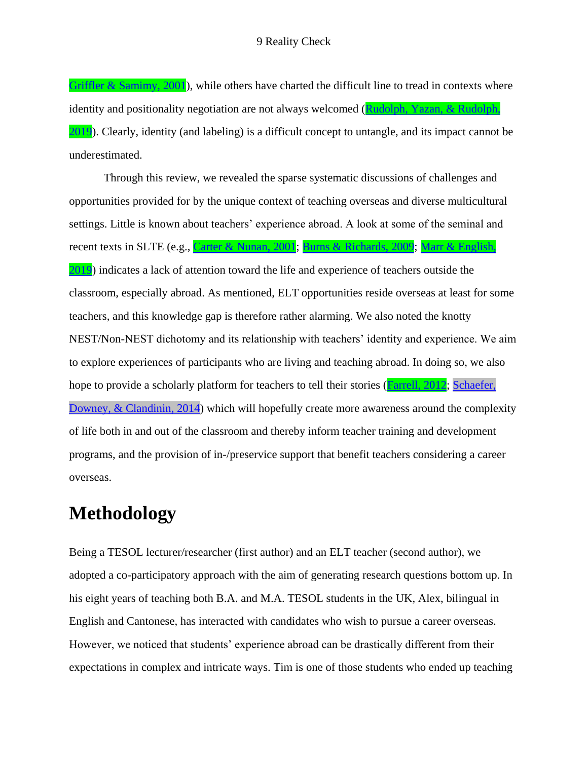Griffler & Samimy, 2001), while others have charted the difficult line to tread in contexts where identity and positionality negotiation are not always welcomed (Rudolph, Yazan, & Rudolph, 2019). Clearly, identity (and labeling) is a difficult concept to untangle, and its impact cannot be underestimated.

Through this review, we revealed the sparse systematic discussions of challenges and opportunities provided for by the unique context of teaching overseas and diverse multicultural settings. Little is known about teachers' experience abroad. A look at some of the seminal and recent texts in SLTE (e.g., Carter & Nunan, 2001; Burns & Richards, 2009; Marr & English, 2019) indicates a lack of attention toward the life and experience of teachers outside the classroom, especially abroad. As mentioned, ELT opportunities reside overseas at least for some teachers, and this knowledge gap is therefore rather alarming. We also noted the knotty NEST/Non-NEST dichotomy and its relationship with teachers' identity and experience. We aim to explore experiences of participants who are living and teaching abroad. In doing so, we also hope to provide a scholarly platform for teachers to tell their stories (Farrell, 2012; Schaefer, Downey, & Clandinin, 2014) which will hopefully create more awareness around the complexity of life both in and out of the classroom and thereby inform teacher training and development programs, and the provision of in-/preservice support that benefit teachers considering a career overseas.

# Methodology

Being a TESOL lecturer/researcher (first author) and an ELT teacher (second author), we adopted a co-participatory approach with the aim of generating research questions bottom up. In his eight years of teaching both B.A. and M.A. TESOL students in the UK, Alex, bilingual in English and Cantonese, has interacted with candidates who wish to pursue a career overseas. However, we noticed that students' experience abroad can be drastically different from their expectations in complex and intricate ways. Tim is one of those students who ended up teaching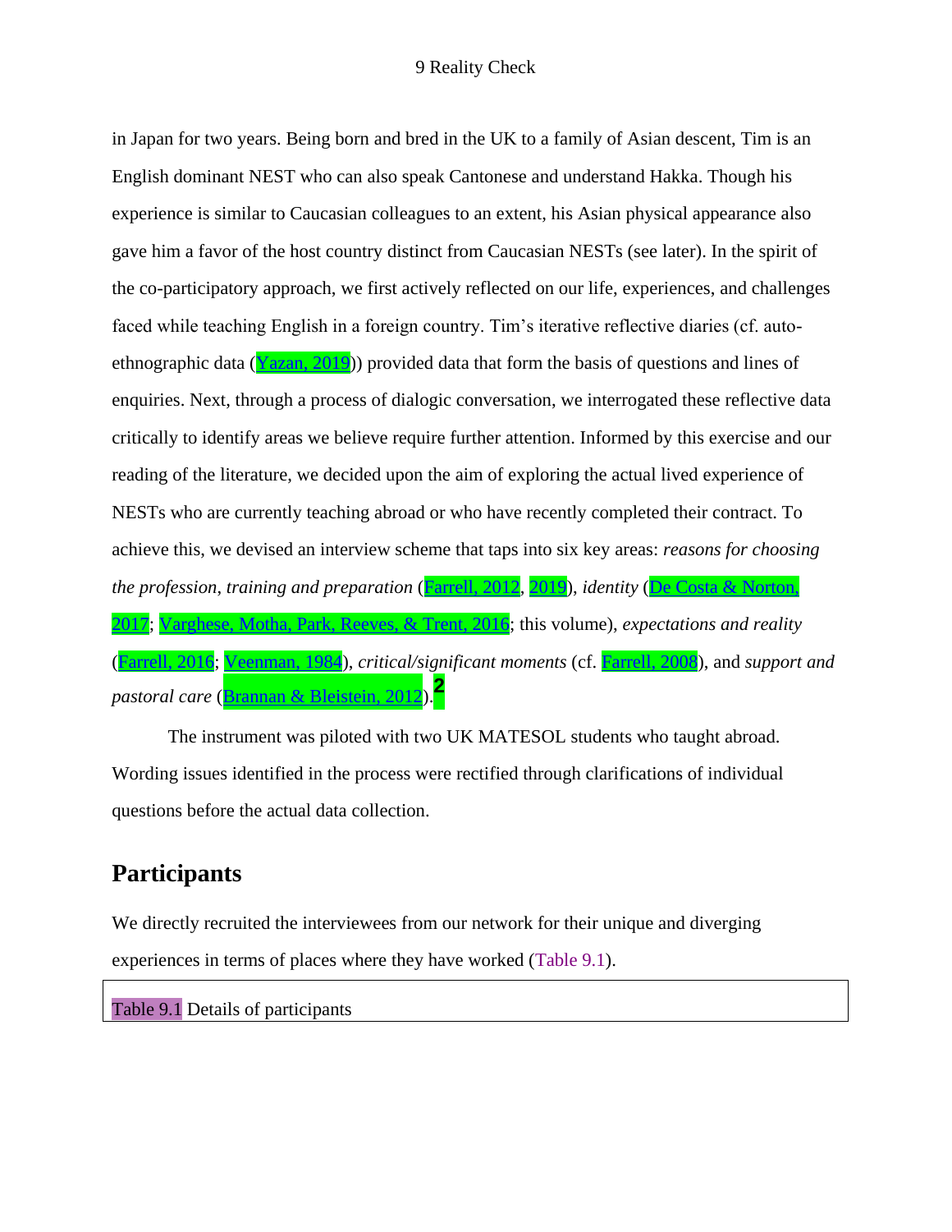in Japan for two years. Being born and bred in the UK to a family of Asian descent, Tim is an English dominant NEST who can also speak Cantonese and understand Hakka. Though his experience is similar to Caucasian colleagues to an extent, his Asian physical appearance also gave him a favor of the host country distinct from Caucasian NESTs (see later). In the spirit of the co-participatory approach, we first actively reflected on our life, experiences, and challenges faced while teaching English in a foreign country. Tim's iterative reflective diaries (cf. auto-ethnographic data (Yazan, 2019)) provided data that form the basis of questions and lines of enquiries. Next, through a process of dialogic conversation, we interrogated these reflective data critically to identify areas we believe require further attention. Informed by this exercise and our reading of the literature, we decided upon the aim of exploring the actual lived experience of NESTs who are currently teaching abroad or who have recently completed their contract. To achieve this, we devised an interview scheme that taps into six key areas: *reasons for choosing the profession*, *training and preparation* (Farrell, 2012, 2019), *identity* (De Costa & Norton, 2017; Varghese, Motha, Park, Reeves, & Trent, 2016; this volume), *expectations and reality* (Farrell, 2016; Veenman, 1984), *critical/significant moments* (cf. Farrell, 2008), and *support and pastoral care* (Brannan & Bleistein, 2012).[2]

The instrument was piloted with two UK MATESOL students who taught abroad. Wording issues identified in the process were rectified through clarifications of individual questions before the actual data collection.

## Participants

We directly recruited the interviewees from our network for their unique and diverging experiences in terms of places where they have worked (Table 9.1).

Table 9.1 Details of participants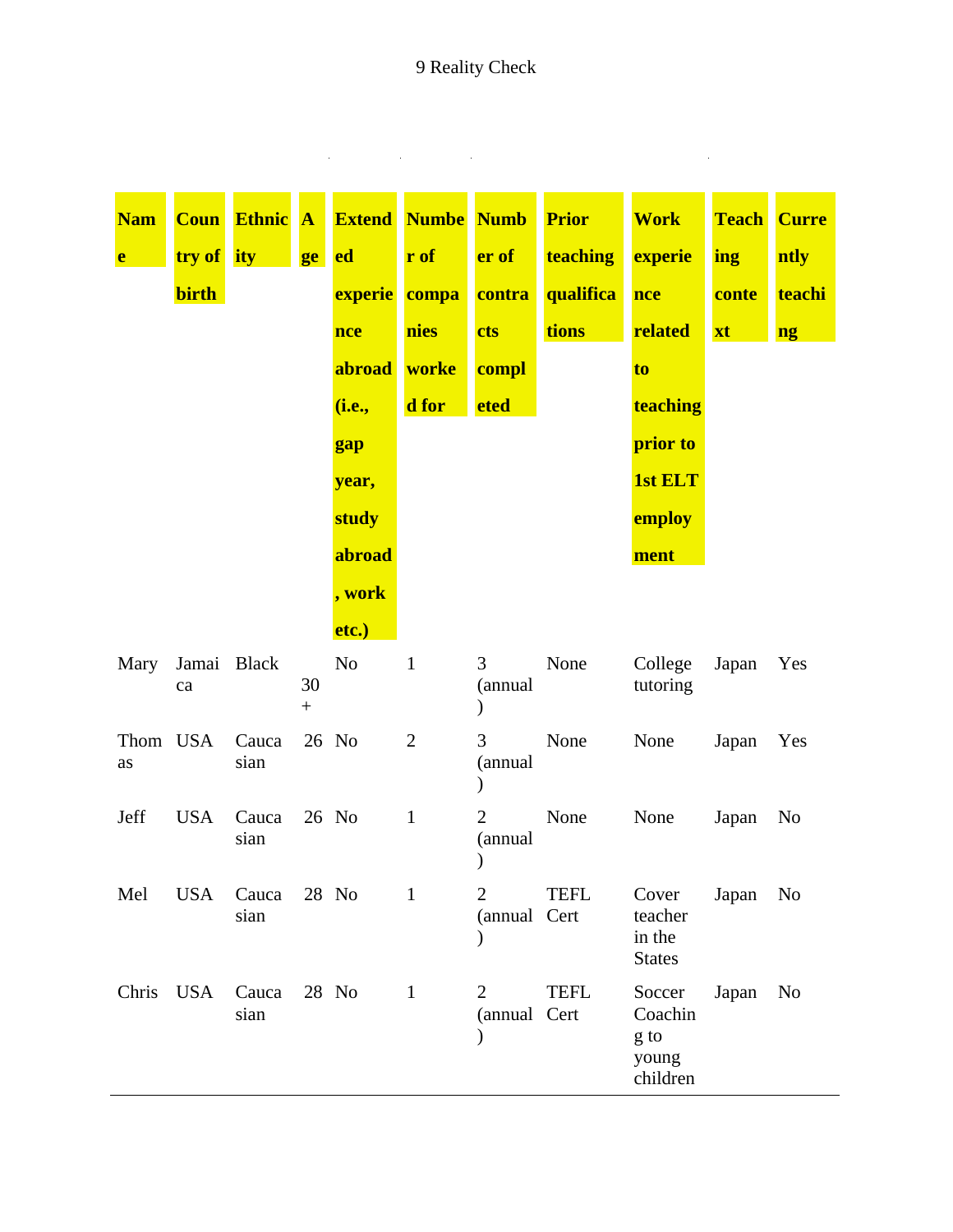| Name | Country of birth | Ethnicity | Age | Extended experience abroad (i.e., gap year, study abroad, work etc.) | Number of companies worked for | Number of contracts completed | Prior teaching qualifications | Work experience related to teaching prior to 1st ELT employment | Teaching context | Currently teaching |
|---|---|---|---|---|---|---|---|---|---|---|
| Mary | Jamaica | Black | 30+ | No | 1 | 3 (annual) | None | College tutoring | Japan | Yes |
| Thomas | USA | Caucasian | 26 | No | 2 | 3 (annual) | None | None | Japan | Yes |
| Jeff | USA | Caucasian | 26 | No | 1 | 2 (annual) | None | None | Japan | No |
| Mel | USA | Caucasian | 28 | No | 1 | 2 (annual) | TEFL Cert | Cover teacher in the States | Japan | No |
| Chris | USA | Caucasian | 28 | No | 1 | 2 (annual) | TEFL Cert | Soccer Coaching to young children | Japan | No |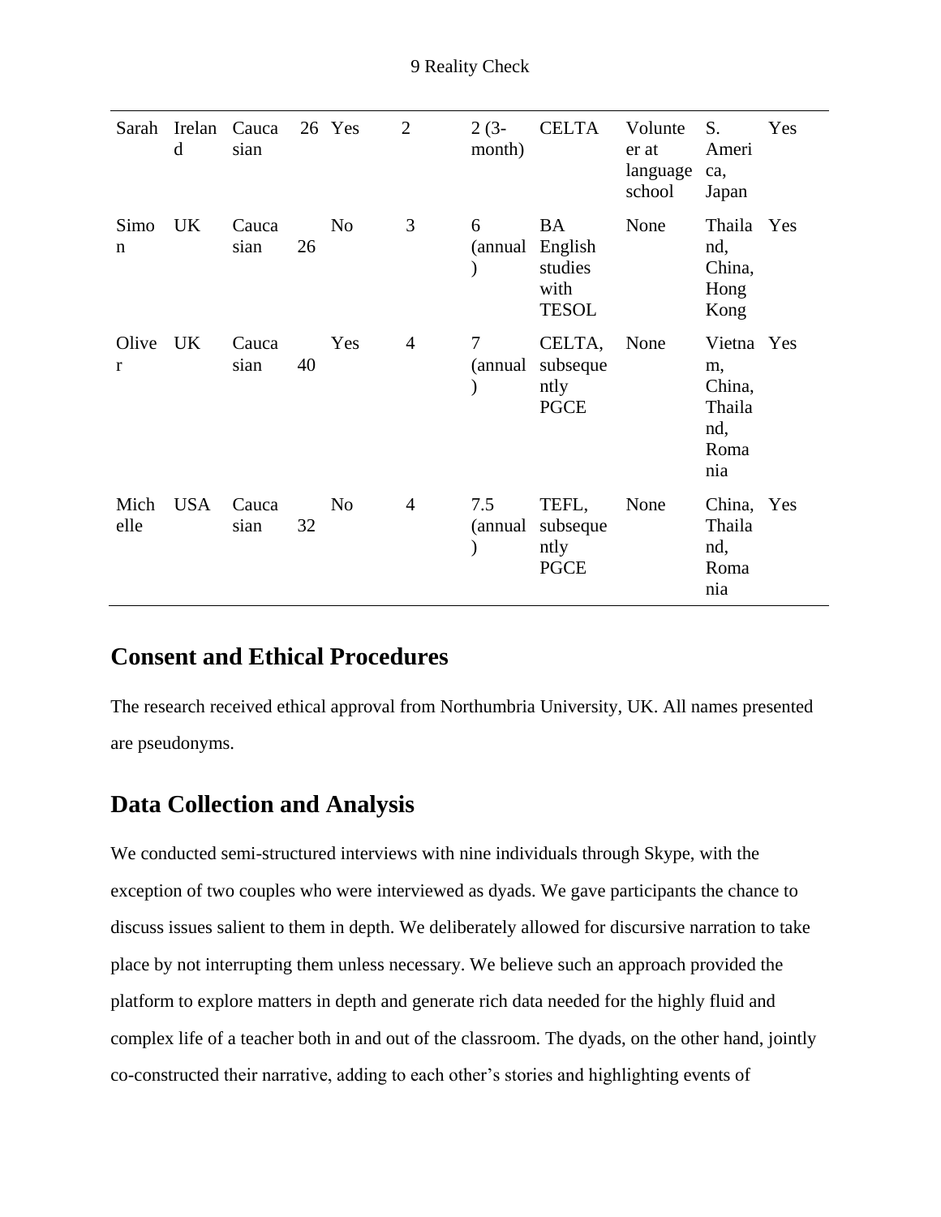| | | | | | | | | | | |
|---|---|---|---|---|---|---|---|---|---|---|
| Sarah | Ireland | Caucasian | 26 | Yes | 2 | 2 (3-month) | CELTA | Volunteer at language school | S. America, Japan | Yes |
| Simon | UK | Caucasian | 26 | No | 3 | 6 (annual) | BA English studies with TESOL | None | Thailand, China, Hong Kong | Yes |
| Oliver | UK | Caucasian | 40 | Yes | 4 | 7 (annual) | CELTA, subsequently PGCE | None | Vietnam, China, Thailand, Romania | Yes |
| Michelle | USA | Caucasian | 32 | No | 4 | 7.5 (annual) | TEFL, subsequently PGCE | None | China, Thailand, Romania | Yes |

## Consent and Ethical Procedures

The research received ethical approval from Northumbria University, UK. All names presented are pseudonyms.

## Data Collection and Analysis

We conducted semi-structured interviews with nine individuals through Skype, with the exception of two couples who were interviewed as dyads. We gave participants the chance to discuss issues salient to them in depth. We deliberately allowed for discursive narration to take place by not interrupting them unless necessary. We believe such an approach provided the platform to explore matters in depth and generate rich data needed for the highly fluid and complex life of a teacher both in and out of the classroom. The dyads, on the other hand, jointly co-constructed their narrative, adding to each other's stories and highlighting events of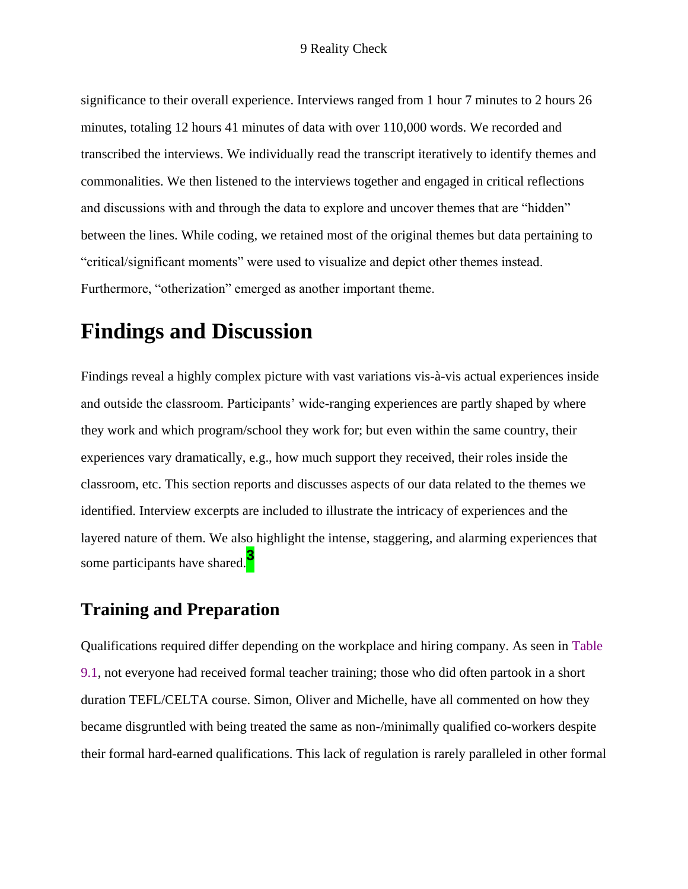significance to their overall experience. Interviews ranged from 1 hour 7 minutes to 2 hours 26 minutes, totaling 12 hours 41 minutes of data with over 110,000 words. We recorded and transcribed the interviews. We individually read the transcript iteratively to identify themes and commonalities. We then listened to the interviews together and engaged in critical reflections and discussions with and through the data to explore and uncover themes that are "hidden" between the lines. While coding, we retained most of the original themes but data pertaining to "critical/significant moments" were used to visualize and depict other themes instead. Furthermore, "otherization" emerged as another important theme.

# Findings and Discussion

Findings reveal a highly complex picture with vast variations vis-à-vis actual experiences inside and outside the classroom. Participants' wide-ranging experiences are partly shaped by where they work and which program/school they work for; but even within the same country, their experiences vary dramatically, e.g., how much support they received, their roles inside the classroom, etc. This section reports and discusses aspects of our data related to the themes we identified. Interview excerpts are included to illustrate the intricacy of experiences and the layered nature of them. We also highlight the intense, staggering, and alarming experiences that some participants have shared.[3]

## Training and Preparation

Qualifications required differ depending on the workplace and hiring company. As seen in Table 9.1, not everyone had received formal teacher training; those who did often partook in a short duration TEFL/CELTA course. Simon, Oliver and Michelle, have all commented on how they became disgruntled with being treated the same as non-/minimally qualified co-workers despite their formal hard-earned qualifications. This lack of regulation is rarely paralleled in other formal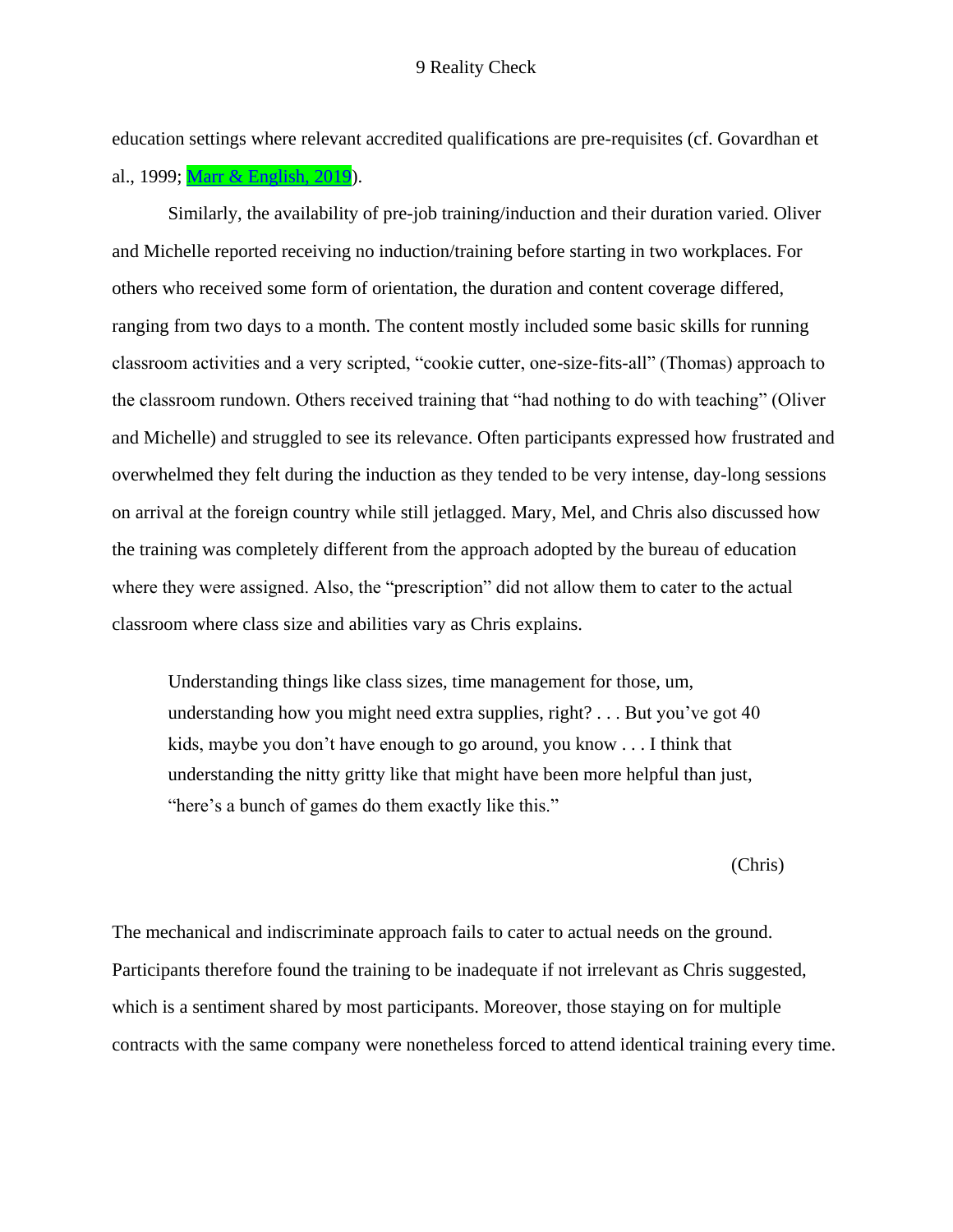education settings where relevant accredited qualifications are pre-requisites (cf. Govardhan et al., 1999; Marr & English, 2019).

Similarly, the availability of pre-job training/induction and their duration varied. Oliver and Michelle reported receiving no induction/training before starting in two workplaces. For others who received some form of orientation, the duration and content coverage differed, ranging from two days to a month. The content mostly included some basic skills for running classroom activities and a very scripted, "cookie cutter, one-size-fits-all" (Thomas) approach to the classroom rundown. Others received training that "had nothing to do with teaching" (Oliver and Michelle) and struggled to see its relevance. Often participants expressed how frustrated and overwhelmed they felt during the induction as they tended to be very intense, day-long sessions on arrival at the foreign country while still jetlagged. Mary, Mel, and Chris also discussed how the training was completely different from the approach adopted by the bureau of education where they were assigned. Also, the "prescription" did not allow them to cater to the actual classroom where class size and abilities vary as Chris explains.

> Understanding things like class sizes, time management for those, um, understanding how you might need extra supplies, right? . . . But you've got 40 kids, maybe you don't have enough to go around, you know . . . I think that understanding the nitty gritty like that might have been more helpful than just, "here's a bunch of games do them exactly like this."
>
> (Chris)

The mechanical and indiscriminate approach fails to cater to actual needs on the ground. Participants therefore found the training to be inadequate if not irrelevant as Chris suggested, which is a sentiment shared by most participants. Moreover, those staying on for multiple contracts with the same company were nonetheless forced to attend identical training every time.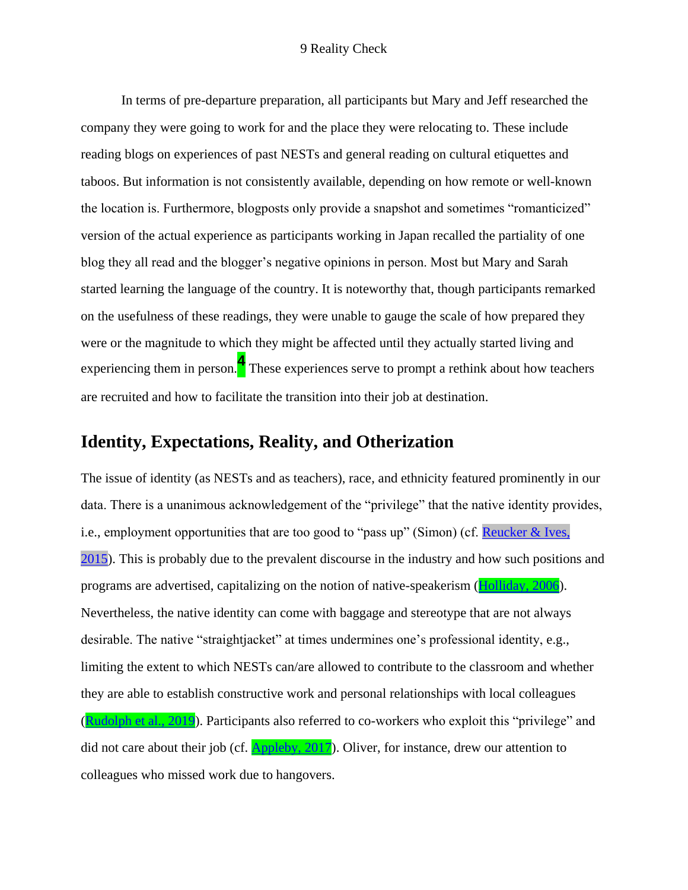In terms of pre-departure preparation, all participants but Mary and Jeff researched the company they were going to work for and the place they were relocating to. These include reading blogs on experiences of past NESTs and general reading on cultural etiquettes and taboos. But information is not consistently available, depending on how remote or well-known the location is. Furthermore, blogposts only provide a snapshot and sometimes "romanticized" version of the actual experience as participants working in Japan recalled the partiality of one blog they all read and the blogger's negative opinions in person. Most but Mary and Sarah started learning the language of the country. It is noteworthy that, though participants remarked on the usefulness of these readings, they were unable to gauge the scale of how prepared they were or the magnitude to which they might be affected until they actually started living and experiencing them in person.[4] These experiences serve to prompt a rethink about how teachers are recruited and how to facilitate the transition into their job at destination.

## Identity, Expectations, Reality, and Otherization

The issue of identity (as NESTs and as teachers), race, and ethnicity featured prominently in our data. There is a unanimous acknowledgement of the "privilege" that the native identity provides, i.e., employment opportunities that are too good to "pass up" (Simon) (cf. Reucker & Ives, 2015). This is probably due to the prevalent discourse in the industry and how such positions and programs are advertised, capitalizing on the notion of native-speakerism (Holliday, 2006). Nevertheless, the native identity can come with baggage and stereotype that are not always desirable. The native "straightjacket" at times undermines one's professional identity, e.g., limiting the extent to which NESTs can/are allowed to contribute to the classroom and whether they are able to establish constructive work and personal relationships with local colleagues (Rudolph et al., 2019). Participants also referred to co-workers who exploit this "privilege" and did not care about their job (cf. Appleby, 2017). Oliver, for instance, drew our attention to colleagues who missed work due to hangovers.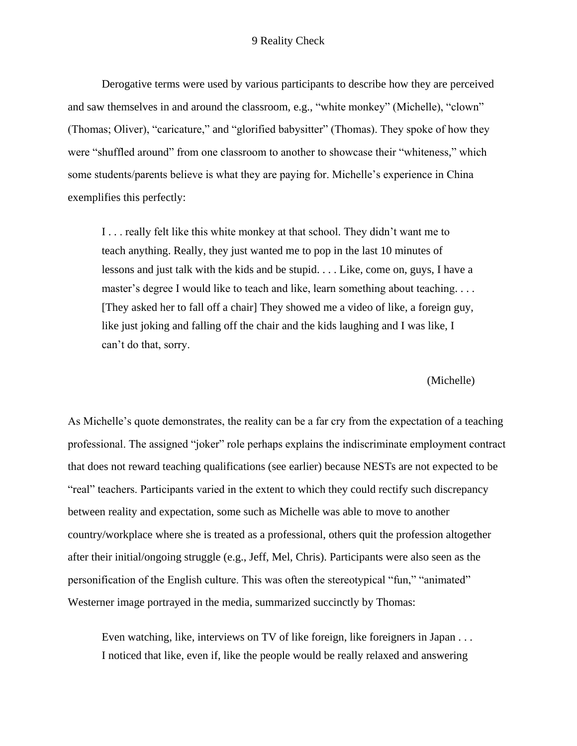Derogative terms were used by various participants to describe how they are perceived and saw themselves in and around the classroom, e.g., “white monkey” (Michelle), “clown” (Thomas; Oliver), “caricature,” and “glorified babysitter” (Thomas). They spoke of how they were “shuffled around” from one classroom to another to showcase their “whiteness,” which some students/parents believe is what they are paying for. Michelle’s experience in China exemplifies this perfectly:

> I . . . really felt like this white monkey at that school. They didn’t want me to teach anything. Really, they just wanted me to pop in the last 10 minutes of lessons and just talk with the kids and be stupid. . . . Like, come on, guys, I have a master’s degree I would like to teach and like, learn something about teaching. . . . [They asked her to fall off a chair] They showed me a video of like, a foreign guy, like just joking and falling off the chair and the kids laughing and I was like, I can’t do that, sorry.
>
> (Michelle)

As Michelle’s quote demonstrates, the reality can be a far cry from the expectation of a teaching professional. The assigned “joker” role perhaps explains the indiscriminate employment contract that does not reward teaching qualifications (see earlier) because NESTs are not expected to be “real” teachers. Participants varied in the extent to which they could rectify such discrepancy between reality and expectation, some such as Michelle was able to move to another country/workplace where she is treated as a professional, others quit the profession altogether after their initial/ongoing struggle (e.g., Jeff, Mel, Chris). Participants were also seen as the personification of the English culture. This was often the stereotypical “fun,” “animated” Westerner image portrayed in the media, summarized succinctly by Thomas:

> Even watching, like, interviews on TV of like foreign, like foreigners in Japan . . . I noticed that like, even if, like the people would be really relaxed and answering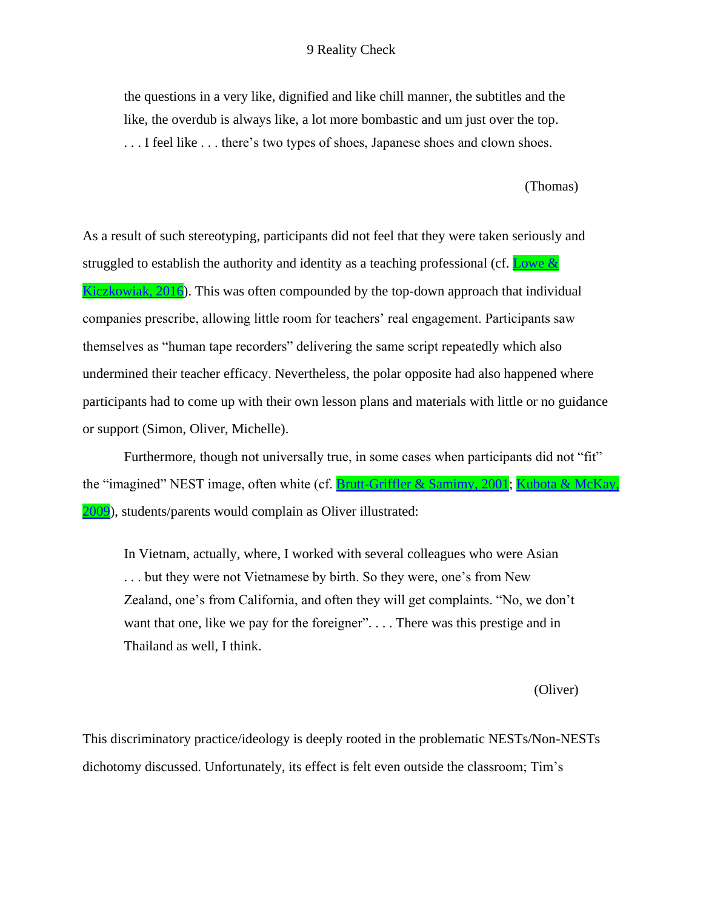> the questions in a very like, dignified and like chill manner, the subtitles and the like, the overdub is always like, a lot more bombastic and um just over the top. . . . I feel like . . . there's two types of shoes, Japanese shoes and clown shoes.
>
> (Thomas)

As a result of such stereotyping, participants did not feel that they were taken seriously and struggled to establish the authority and identity as a teaching professional (cf. Lowe & Kiczkowiak, 2016). This was often compounded by the top-down approach that individual companies prescribe, allowing little room for teachers' real engagement. Participants saw themselves as "human tape recorders" delivering the same script repeatedly which also undermined their teacher efficacy. Nevertheless, the polar opposite had also happened where participants had to come up with their own lesson plans and materials with little or no guidance or support (Simon, Oliver, Michelle).

Furthermore, though not universally true, in some cases when participants did not "fit" the "imagined" NEST image, often white (cf. Brutt-Griffler & Samimy, 2001; Kubota & McKay, 2009), students/parents would complain as Oliver illustrated:

> In Vietnam, actually, where, I worked with several colleagues who were Asian . . . but they were not Vietnamese by birth. So they were, one's from New Zealand, one's from California, and often they will get complaints. "No, we don't want that one, like we pay for the foreigner". . . . There was this prestige and in Thailand as well, I think.
>
> (Oliver)

This discriminatory practice/ideology is deeply rooted in the problematic NESTs/Non-NESTs dichotomy discussed. Unfortunately, its effect is felt even outside the classroom; Tim's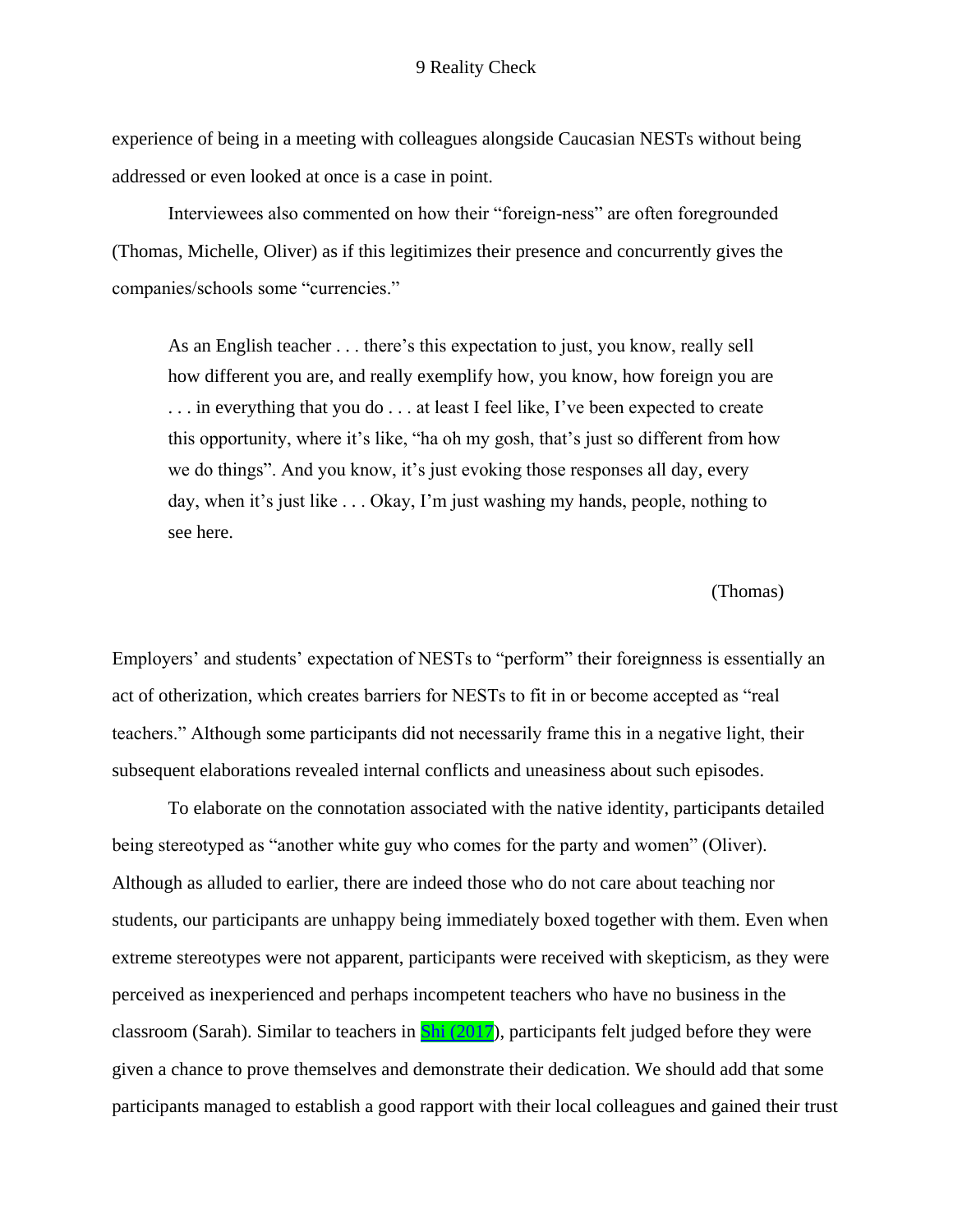experience of being in a meeting with colleagues alongside Caucasian NESTs without being addressed or even looked at once is a case in point.

Interviewees also commented on how their "foreign-ness" are often foregrounded (Thomas, Michelle, Oliver) as if this legitimizes their presence and concurrently gives the companies/schools some "currencies."

> As an English teacher . . . there's this expectation to just, you know, really sell how different you are, and really exemplify how, you know, how foreign you are . . . in everything that you do . . . at least I feel like, I've been expected to create this opportunity, where it's like, "ha oh my gosh, that's just so different from how we do things". And you know, it's just evoking those responses all day, every day, when it's just like . . . Okay, I'm just washing my hands, people, nothing to see here.
>
> (Thomas)

Employers' and students' expectation of NESTs to "perform" their foreignness is essentially an act of otherization, which creates barriers for NESTs to fit in or become accepted as "real teachers." Although some participants did not necessarily frame this in a negative light, their subsequent elaborations revealed internal conflicts and uneasiness about such episodes.

To elaborate on the connotation associated with the native identity, participants detailed being stereotyped as "another white guy who comes for the party and women" (Oliver). Although as alluded to earlier, there are indeed those who do not care about teaching nor students, our participants are unhappy being immediately boxed together with them. Even when extreme stereotypes were not apparent, participants were received with skepticism, as they were perceived as inexperienced and perhaps incompetent teachers who have no business in the classroom (Sarah). Similar to teachers in Shi (2017), participants felt judged before they were given a chance to prove themselves and demonstrate their dedication. We should add that some participants managed to establish a good rapport with their local colleagues and gained their trust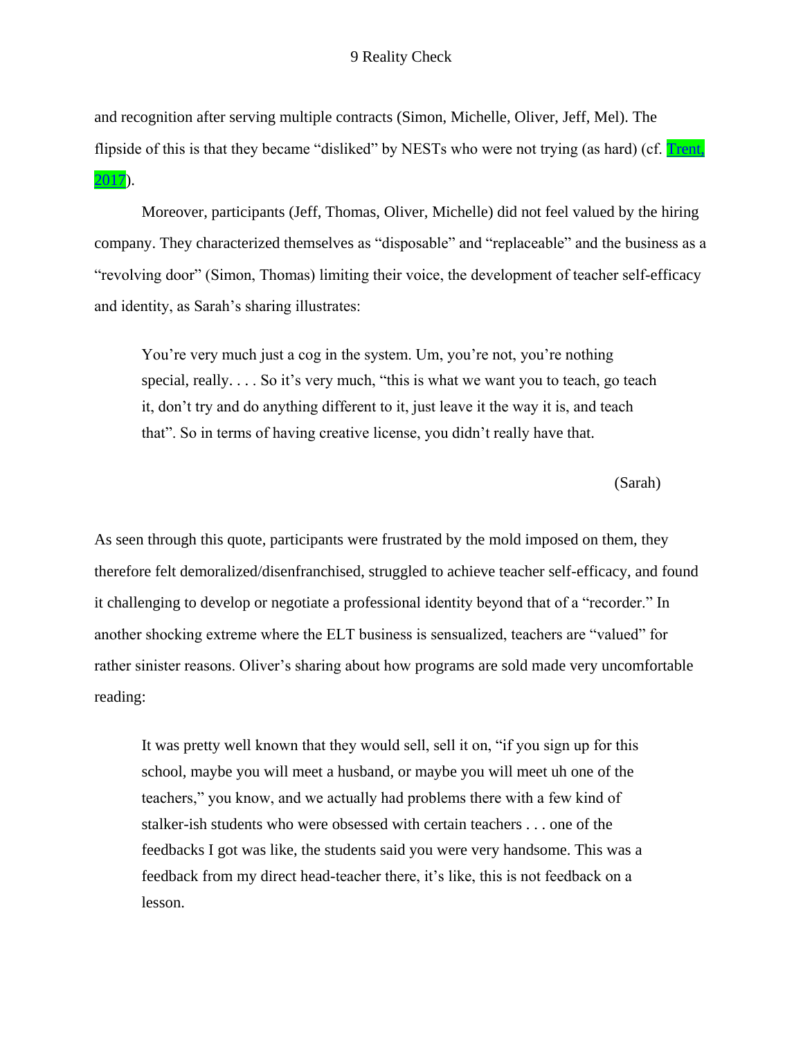and recognition after serving multiple contracts (Simon, Michelle, Oliver, Jeff, Mel). The flipside of this is that they became "disliked" by NESTs who were not trying (as hard) (cf. Trent, 2017).

Moreover, participants (Jeff, Thomas, Oliver, Michelle) did not feel valued by the hiring company. They characterized themselves as "disposable" and "replaceable" and the business as a "revolving door" (Simon, Thomas) limiting their voice, the development of teacher self-efficacy and identity, as Sarah's sharing illustrates:

> You're very much just a cog in the system. Um, you're not, you're nothing special, really. . . . So it's very much, "this is what we want you to teach, go teach it, don't try and do anything different to it, just leave it the way it is, and teach that". So in terms of having creative license, you didn't really have that.
>
> (Sarah)

As seen through this quote, participants were frustrated by the mold imposed on them, they therefore felt demoralized/disenfranchised, struggled to achieve teacher self-efficacy, and found it challenging to develop or negotiate a professional identity beyond that of a "recorder." In another shocking extreme where the ELT business is sensualized, teachers are "valued" for rather sinister reasons. Oliver's sharing about how programs are sold made very uncomfortable reading:

> It was pretty well known that they would sell, sell it on, "if you sign up for this school, maybe you will meet a husband, or maybe you will meet uh one of the teachers," you know, and we actually had problems there with a few kind of stalker-ish students who were obsessed with certain teachers . . . one of the feedbacks I got was like, the students said you were very handsome. This was a feedback from my direct head-teacher there, it's like, this is not feedback on a lesson.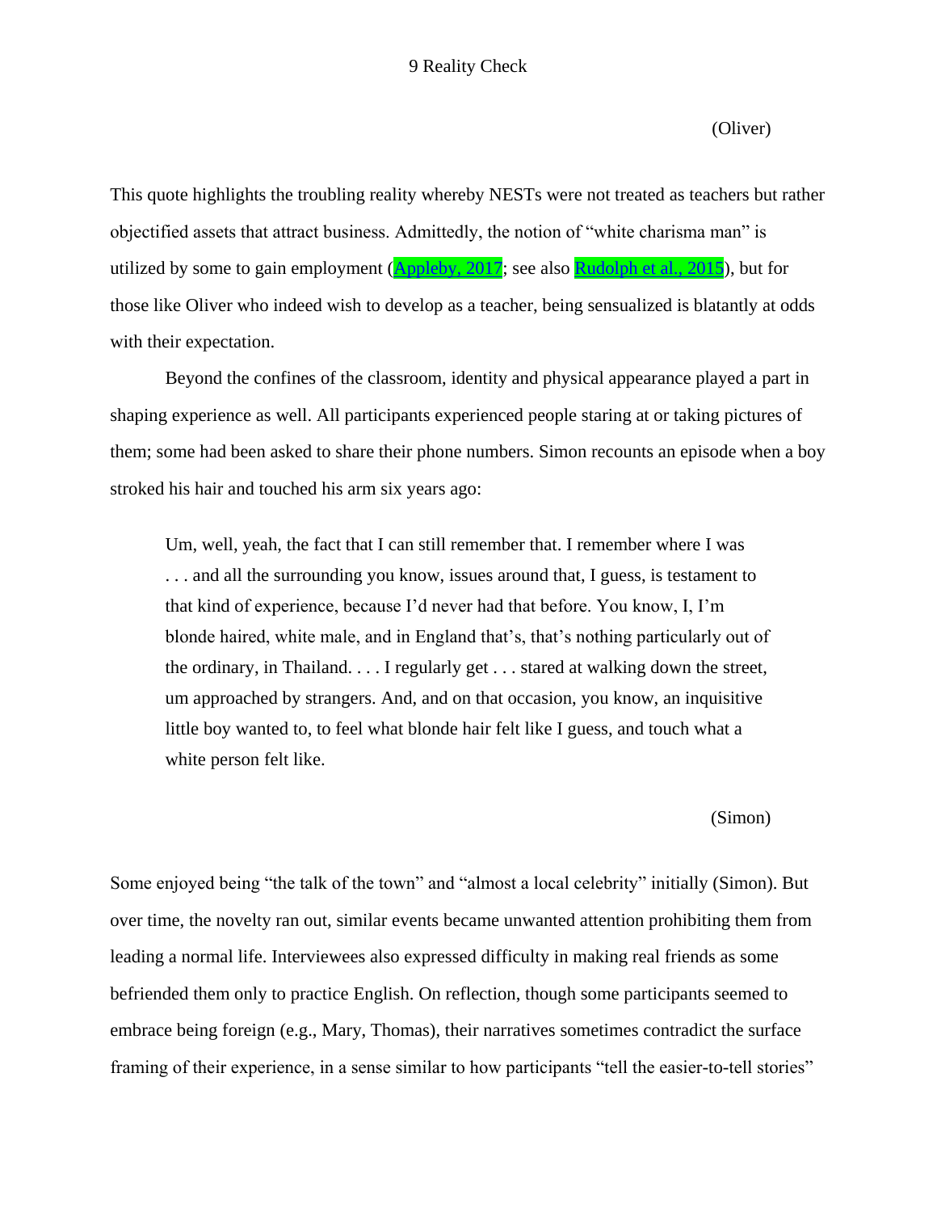(Oliver)

This quote highlights the troubling reality whereby NESTs were not treated as teachers but rather objectified assets that attract business. Admittedly, the notion of "white charisma man" is utilized by some to gain employment (Appleby, 2017; see also Rudolph et al., 2015), but for those like Oliver who indeed wish to develop as a teacher, being sensualized is blatantly at odds with their expectation.

Beyond the confines of the classroom, identity and physical appearance played a part in shaping experience as well. All participants experienced people staring at or taking pictures of them; some had been asked to share their phone numbers. Simon recounts an episode when a boy stroked his hair and touched his arm six years ago:

> Um, well, yeah, the fact that I can still remember that. I remember where I was . . . and all the surrounding you know, issues around that, I guess, is testament to that kind of experience, because I'd never had that before. You know, I, I'm blonde haired, white male, and in England that's, that's nothing particularly out of the ordinary, in Thailand. . . . I regularly get . . . stared at walking down the street, um approached by strangers. And, and on that occasion, you know, an inquisitive little boy wanted to, to feel what blonde hair felt like I guess, and touch what a white person felt like.
>
> (Simon)

Some enjoyed being "the talk of the town" and "almost a local celebrity" initially (Simon). But over time, the novelty ran out, similar events became unwanted attention prohibiting them from leading a normal life. Interviewees also expressed difficulty in making real friends as some befriended them only to practice English. On reflection, though some participants seemed to embrace being foreign (e.g., Mary, Thomas), their narratives sometimes contradict the surface framing of their experience, in a sense similar to how participants "tell the easier-to-tell stories"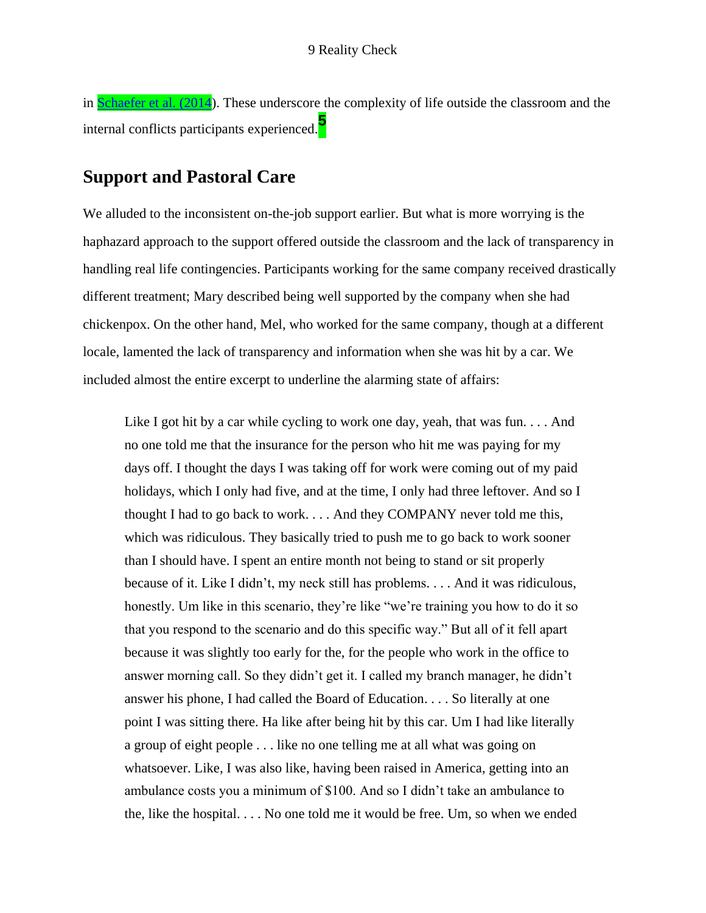in Schaefer et al. (2014). These underscore the complexity of life outside the classroom and the internal conflicts participants experienced.[5]

## Support and Pastoral Care

We alluded to the inconsistent on-the-job support earlier. But what is more worrying is the haphazard approach to the support offered outside the classroom and the lack of transparency in handling real life contingencies. Participants working for the same company received drastically different treatment; Mary described being well supported by the company when she had chickenpox. On the other hand, Mel, who worked for the same company, though at a different locale, lamented the lack of transparency and information when she was hit by a car. We included almost the entire excerpt to underline the alarming state of affairs:

> Like I got hit by a car while cycling to work one day, yeah, that was fun. . . . And no one told me that the insurance for the person who hit me was paying for my days off. I thought the days I was taking off for work were coming out of my paid holidays, which I only had five, and at the time, I only had three leftover. And so I thought I had to go back to work. . . . And they COMPANY never told me this, which was ridiculous. They basically tried to push me to go back to work sooner than I should have. I spent an entire month not being to stand or sit properly because of it. Like I didn't, my neck still has problems. . . . And it was ridiculous, honestly. Um like in this scenario, they're like "we're training you how to do it so that you respond to the scenario and do this specific way." But all of it fell apart because it was slightly too early for the, for the people who work in the office to answer morning call. So they didn't get it. I called my branch manager, he didn't answer his phone, I had called the Board of Education. . . . So literally at one point I was sitting there. Ha like after being hit by this car. Um I had like literally a group of eight people . . . like no one telling me at all what was going on whatsoever. Like, I was also like, having been raised in America, getting into an ambulance costs you a minimum of $100. And so I didn't take an ambulance to the, like the hospital. . . . No one told me it would be free. Um, so when we ended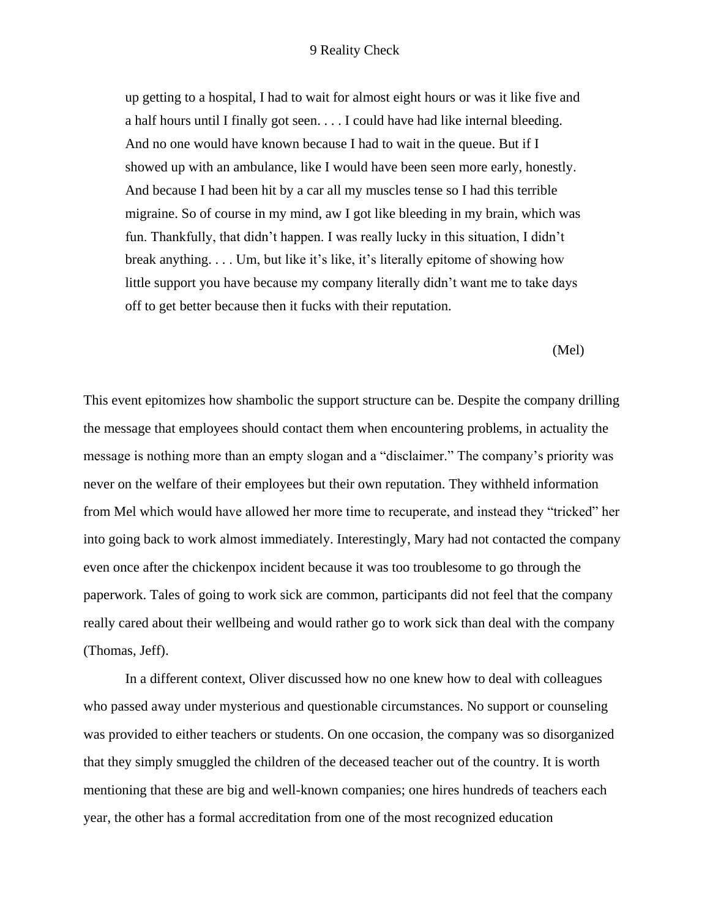> up getting to a hospital, I had to wait for almost eight hours or was it like five and a half hours until I finally got seen. . . . I could have had like internal bleeding. And no one would have known because I had to wait in the queue. But if I showed up with an ambulance, like I would have been seen more early, honestly. And because I had been hit by a car all my muscles tense so I had this terrible migraine. So of course in my mind, aw I got like bleeding in my brain, which was fun. Thankfully, that didn't happen. I was really lucky in this situation, I didn't break anything. . . . Um, but like it's like, it's literally epitome of showing how little support you have because my company literally didn't want me to take days off to get better because then it fucks with their reputation.
>
> (Mel)

This event epitomizes how shambolic the support structure can be. Despite the company drilling the message that employees should contact them when encountering problems, in actuality the message is nothing more than an empty slogan and a "disclaimer." The company's priority was never on the welfare of their employees but their own reputation. They withheld information from Mel which would have allowed her more time to recuperate, and instead they "tricked" her into going back to work almost immediately. Interestingly, Mary had not contacted the company even once after the chickenpox incident because it was too troublesome to go through the paperwork. Tales of going to work sick are common, participants did not feel that the company really cared about their wellbeing and would rather go to work sick than deal with the company (Thomas, Jeff).

In a different context, Oliver discussed how no one knew how to deal with colleagues who passed away under mysterious and questionable circumstances. No support or counseling was provided to either teachers or students. On one occasion, the company was so disorganized that they simply smuggled the children of the deceased teacher out of the country. It is worth mentioning that these are big and well-known companies; one hires hundreds of teachers each year, the other has a formal accreditation from one of the most recognized education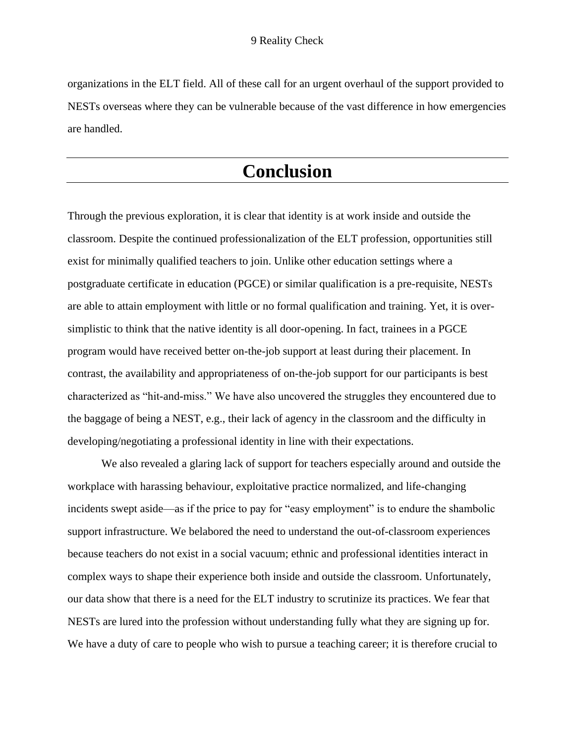organizations in the ELT field. All of these call for an urgent overhaul of the support provided to NESTs overseas where they can be vulnerable because of the vast difference in how emergencies are handled.

# Conclusion

Through the previous exploration, it is clear that identity is at work inside and outside the classroom. Despite the continued professionalization of the ELT profession, opportunities still exist for minimally qualified teachers to join. Unlike other education settings where a postgraduate certificate in education (PGCE) or similar qualification is a pre-requisite, NESTs are able to attain employment with little or no formal qualification and training. Yet, it is over-simplistic to think that the native identity is all door-opening. In fact, trainees in a PGCE program would have received better on-the-job support at least during their placement. In contrast, the availability and appropriateness of on-the-job support for our participants is best characterized as "hit-and-miss." We have also uncovered the struggles they encountered due to the baggage of being a NEST, e.g., their lack of agency in the classroom and the difficulty in developing/negotiating a professional identity in line with their expectations.

We also revealed a glaring lack of support for teachers especially around and outside the workplace with harassing behaviour, exploitative practice normalized, and life-changing incidents swept aside—as if the price to pay for "easy employment" is to endure the shambolic support infrastructure. We belabored the need to understand the out-of-classroom experiences because teachers do not exist in a social vacuum; ethnic and professional identities interact in complex ways to shape their experience both inside and outside the classroom. Unfortunately, our data show that there is a need for the ELT industry to scrutinize its practices. We fear that NESTs are lured into the profession without understanding fully what they are signing up for. We have a duty of care to people who wish to pursue a teaching career; it is therefore crucial to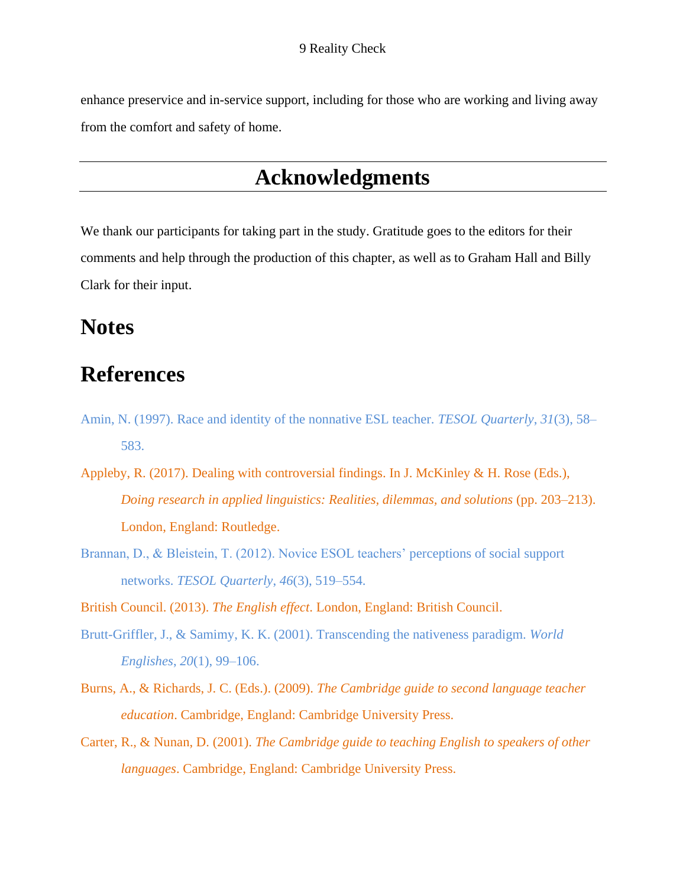enhance preservice and in-service support, including for those who are working and living away from the comfort and safety of home.

## Acknowledgments

We thank our participants for taking part in the study. Gratitude goes to the editors for their comments and help through the production of this chapter, as well as to Graham Hall and Billy Clark for their input.

## Notes

## References

Amin, N. (1997). Race and identity of the nonnative ESL teacher. *TESOL Quarterly*, *31*(3), 58–583.

Appleby, R. (2017). Dealing with controversial findings. In J. McKinley & H. Rose (Eds.), *Doing research in applied linguistics: Realities, dilemmas, and solutions* (pp. 203–213). London, England: Routledge.

Brannan, D., & Bleistein, T. (2012). Novice ESOL teachers' perceptions of social support networks. *TESOL Quarterly*, *46*(3), 519–554.

British Council. (2013). *The English effect*. London, England: British Council.

Brutt-Griffler, J., & Samimy, K. K. (2001). Transcending the nativeness paradigm. *World Englishes*, *20*(1), 99–106.

Burns, A., & Richards, J. C. (Eds.). (2009). *The Cambridge guide to second language teacher education*. Cambridge, England: Cambridge University Press.

Carter, R., & Nunan, D. (2001). *The Cambridge guide to teaching English to speakers of other languages*. Cambridge, England: Cambridge University Press.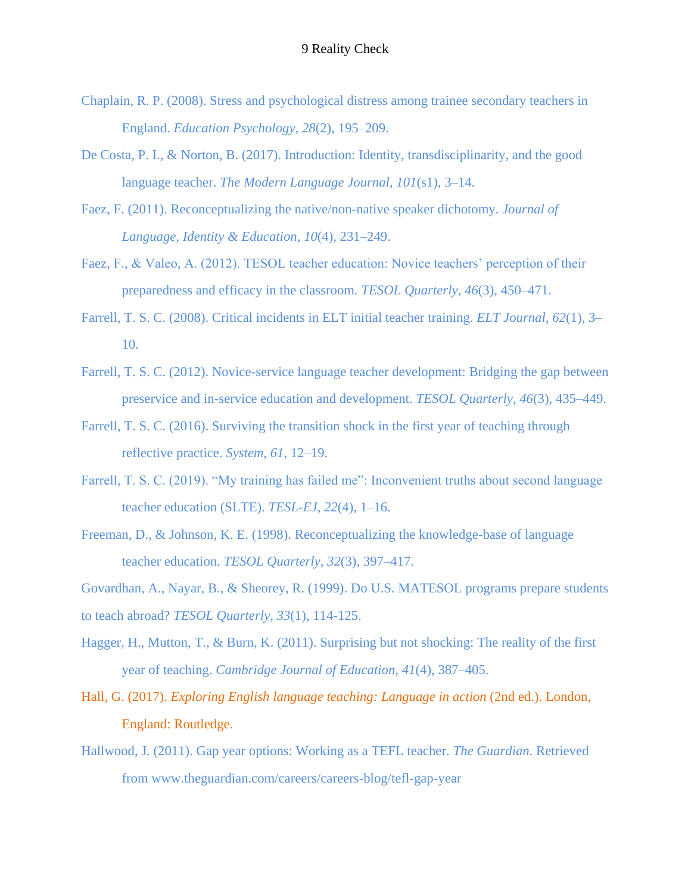Chaplain, R. P. (2008). Stress and psychological distress among trainee secondary teachers in England. *Education Psychology*, *28*(2), 195–209.

De Costa, P. I., & Norton, B. (2017). Introduction: Identity, transdisciplinarity, and the good language teacher. *The Modern Language Journal*, *101*(s1), 3–14.

Faez, F. (2011). Reconceptualizing the native/non-native speaker dichotomy. *Journal of Language, Identity & Education*, *10*(4), 231–249.

Faez, F., & Valeo, A. (2012). TESOL teacher education: Novice teachers' perception of their preparedness and efficacy in the classroom. *TESOL Quarterly*, *46*(3), 450–471.

Farrell, T. S. C. (2008). Critical incidents in ELT initial teacher training. *ELT Journal*, *62*(1), 3–10.

Farrell, T. S. C. (2012). Novice-service language teacher development: Bridging the gap between preservice and in-service education and development. *TESOL Quarterly*, *46*(3), 435–449.

Farrell, T. S. C. (2016). Surviving the transition shock in the first year of teaching through reflective practice. *System*, *61*, 12–19.

Farrell, T. S. C. (2019). "My training has failed me": Inconvenient truths about second language teacher education (SLTE). *TESL-EJ*, *22*(4), 1–16.

Freeman, D., & Johnson, K. E. (1998). Reconceptualizing the knowledge-base of language teacher education. *TESOL Quarterly*, *32*(3), 397–417.

Govardhan, A., Nayar, B., & Sheorey, R. (1999). Do U.S. MATESOL programs prepare students to teach abroad? *TESOL Quarterly*, *33*(1), 114-125.

Hagger, H., Mutton, T., & Burn, K. (2011). Surprising but not shocking: The reality of the first year of teaching. *Cambridge Journal of Education*, *41*(4), 387–405.

Hall, G. (2017). *Exploring English language teaching: Language in action* (2nd ed.). London, England: Routledge.

Hallwood, J. (2011). Gap year options: Working as a TEFL teacher. *The Guardian*. Retrieved from www.theguardian.com/careers/careers-blog/tefl-gap-year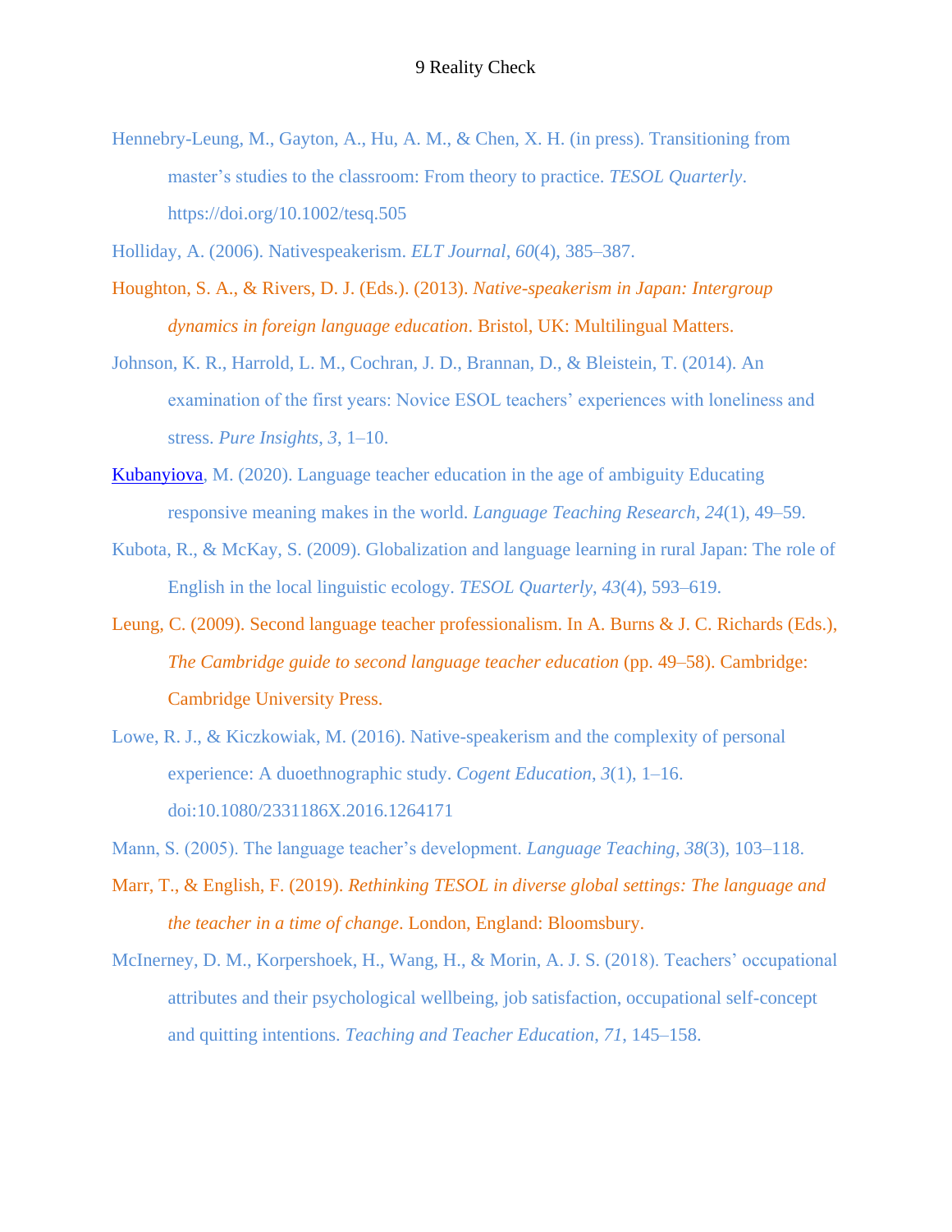Hennebry-Leung, M., Gayton, A., Hu, A. M., & Chen, X. H. (in press). Transitioning from master's studies to the classroom: From theory to practice. *TESOL Quarterly*. https://doi.org/10.1002/tesq.505

Holliday, A. (2006). Nativespeakerism. *ELT Journal*, *60*(4), 385–387.

Houghton, S. A., & Rivers, D. J. (Eds.). (2013). *Native-speakerism in Japan: Intergroup dynamics in foreign language education*. Bristol, UK: Multilingual Matters.

Johnson, K. R., Harrold, L. M., Cochran, J. D., Brannan, D., & Bleistein, T. (2014). An examination of the first years: Novice ESOL teachers' experiences with loneliness and stress. *Pure Insights*, *3*, 1–10.

Kubanyiova, M. (2020). Language teacher education in the age of ambiguity Educating responsive meaning makes in the world. *Language Teaching Research*, *24*(1), 49–59.

Kubota, R., & McKay, S. (2009). Globalization and language learning in rural Japan: The role of English in the local linguistic ecology. *TESOL Quarterly*, *43*(4), 593–619.

Leung, C. (2009). Second language teacher professionalism. In A. Burns & J. C. Richards (Eds.), *The Cambridge guide to second language teacher education* (pp. 49–58). Cambridge: Cambridge University Press.

Lowe, R. J., & Kiczkowiak, M. (2016). Native-speakerism and the complexity of personal experience: A duoethnographic study. *Cogent Education*, *3*(1), 1–16. doi:10.1080/2331186X.2016.1264171

Mann, S. (2005). The language teacher's development. *Language Teaching*, *38*(3), 103–118.

Marr, T., & English, F. (2019). *Rethinking TESOL in diverse global settings: The language and the teacher in a time of change*. London, England: Bloomsbury.

McInerney, D. M., Korpershoek, H., Wang, H., & Morin, A. J. S. (2018). Teachers' occupational attributes and their psychological wellbeing, job satisfaction, occupational self-concept and quitting intentions. *Teaching and Teacher Education*, *71*, 145–158.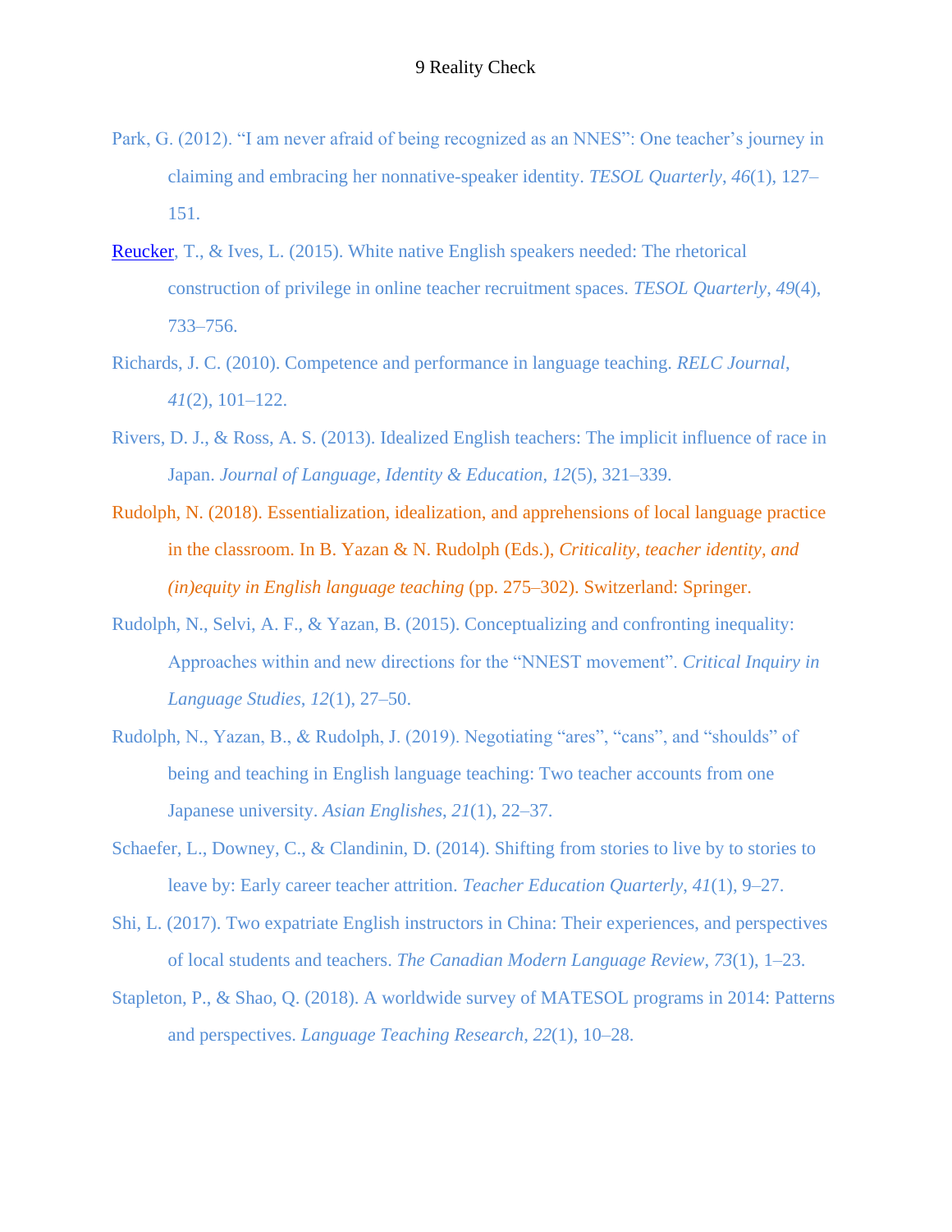Park, G. (2012). “I am never afraid of being recognized as an NNES”: One teacher’s journey in claiming and embracing her nonnative-speaker identity. *TESOL Quarterly*, *46*(1), 127–151.

Reucker, T., & Ives, L. (2015). White native English speakers needed: The rhetorical construction of privilege in online teacher recruitment spaces. *TESOL Quarterly*, *49*(4), 733–756.

Richards, J. C. (2010). Competence and performance in language teaching. *RELC Journal*, *41*(2), 101–122.

Rivers, D. J., & Ross, A. S. (2013). Idealized English teachers: The implicit influence of race in Japan. *Journal of Language, Identity & Education*, *12*(5), 321–339.

Rudolph, N. (2018). Essentialization, idealization, and apprehensions of local language practice in the classroom. In B. Yazan & N. Rudolph (Eds.), *Criticality, teacher identity, and (in)equity in English language teaching* (pp. 275–302). Switzerland: Springer.

Rudolph, N., Selvi, A. F., & Yazan, B. (2015). Conceptualizing and confronting inequality: Approaches within and new directions for the “NNEST movement”. *Critical Inquiry in Language Studies*, *12*(1), 27–50.

Rudolph, N., Yazan, B., & Rudolph, J. (2019). Negotiating “ares”, “cans”, and “shoulds” of being and teaching in English language teaching: Two teacher accounts from one Japanese university. *Asian Englishes*, *21*(1), 22–37.

Schaefer, L., Downey, C., & Clandinin, D. (2014). Shifting from stories to live by to stories to leave by: Early career teacher attrition. *Teacher Education Quarterly*, *41*(1), 9–27.

Shi, L. (2017). Two expatriate English instructors in China: Their experiences, and perspectives of local students and teachers. *The Canadian Modern Language Review*, *73*(1), 1–23.

Stapleton, P., & Shao, Q. (2018). A worldwide survey of MATESOL programs in 2014: Patterns and perspectives. *Language Teaching Research*, *22*(1), 10–28.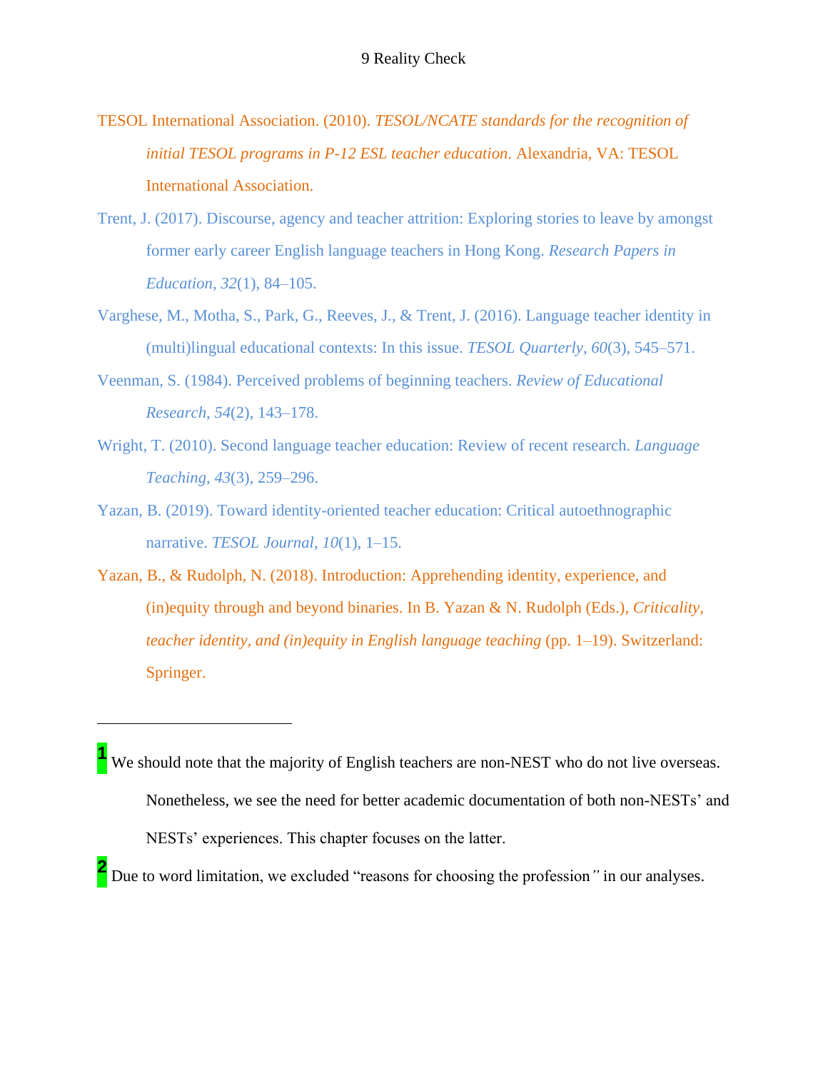TESOL International Association. (2010). *TESOL/NCATE standards for the recognition of initial TESOL programs in P-12 ESL teacher education*. Alexandria, VA: TESOL International Association.

Trent, J. (2017). Discourse, agency and teacher attrition: Exploring stories to leave by amongst former early career English language teachers in Hong Kong. *Research Papers in Education*, *32*(1), 84–105.

Varghese, M., Motha, S., Park, G., Reeves, J., & Trent, J. (2016). Language teacher identity in (multi)lingual educational contexts: In this issue. *TESOL Quarterly*, *60*(3), 545–571.

Veenman, S. (1984). Perceived problems of beginning teachers. *Review of Educational Research*, *54*(2), 143–178.

Wright, T. (2010). Second language teacher education: Review of recent research. *Language Teaching*, *43*(3), 259–296.

Yazan, B. (2019). Toward identity-oriented teacher education: Critical autoethnographic narrative. *TESOL Journal*, *10*(1), 1–15.

Yazan, B., & Rudolph, N. (2018). Introduction: Apprehending identity, experience, and (in)equity through and beyond binaries. In B. Yazan & N. Rudolph (Eds.), *Criticality, teacher identity, and (in)equity in English language teaching* (pp. 1–19). Switzerland: Springer.

---

[1] We should note that the majority of English teachers are non-NEST who do not live overseas. Nonetheless, we see the need for better academic documentation of both non-NESTs' and NESTs' experiences. This chapter focuses on the latter.

[2] Due to word limitation, we excluded "reasons for choosing the profession" in our analyses.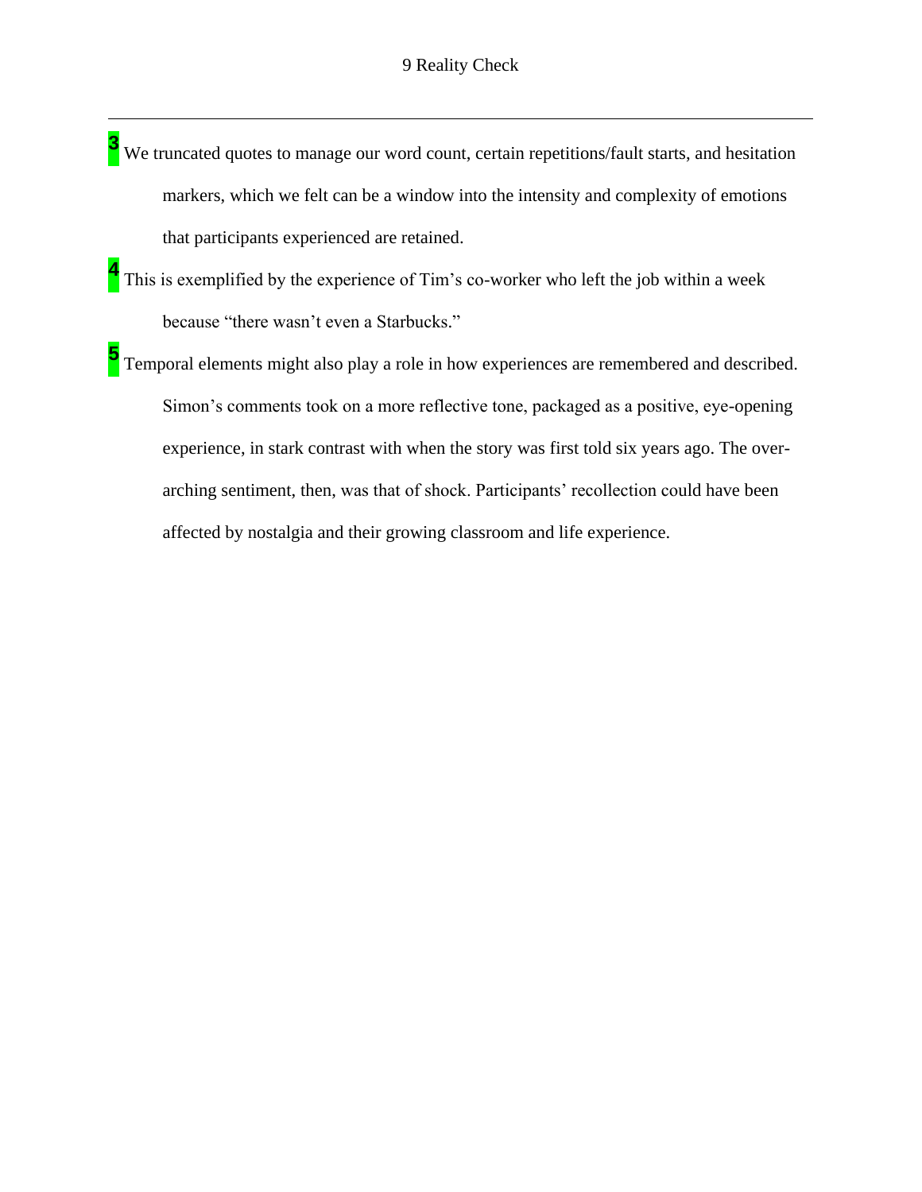[3] We truncated quotes to manage our word count, certain repetitions/fault starts, and hesitation markers, which we felt can be a window into the intensity and complexity of emotions that participants experienced are retained.

[4] This is exemplified by the experience of Tim's co-worker who left the job within a week because "there wasn't even a Starbucks."

[5] Temporal elements might also play a role in how experiences are remembered and described. Simon's comments took on a more reflective tone, packaged as a positive, eye-opening experience, in stark contrast with when the story was first told six years ago. The over-arching sentiment, then, was that of shock. Participants' recollection could have been affected by nostalgia and their growing classroom and life experience.